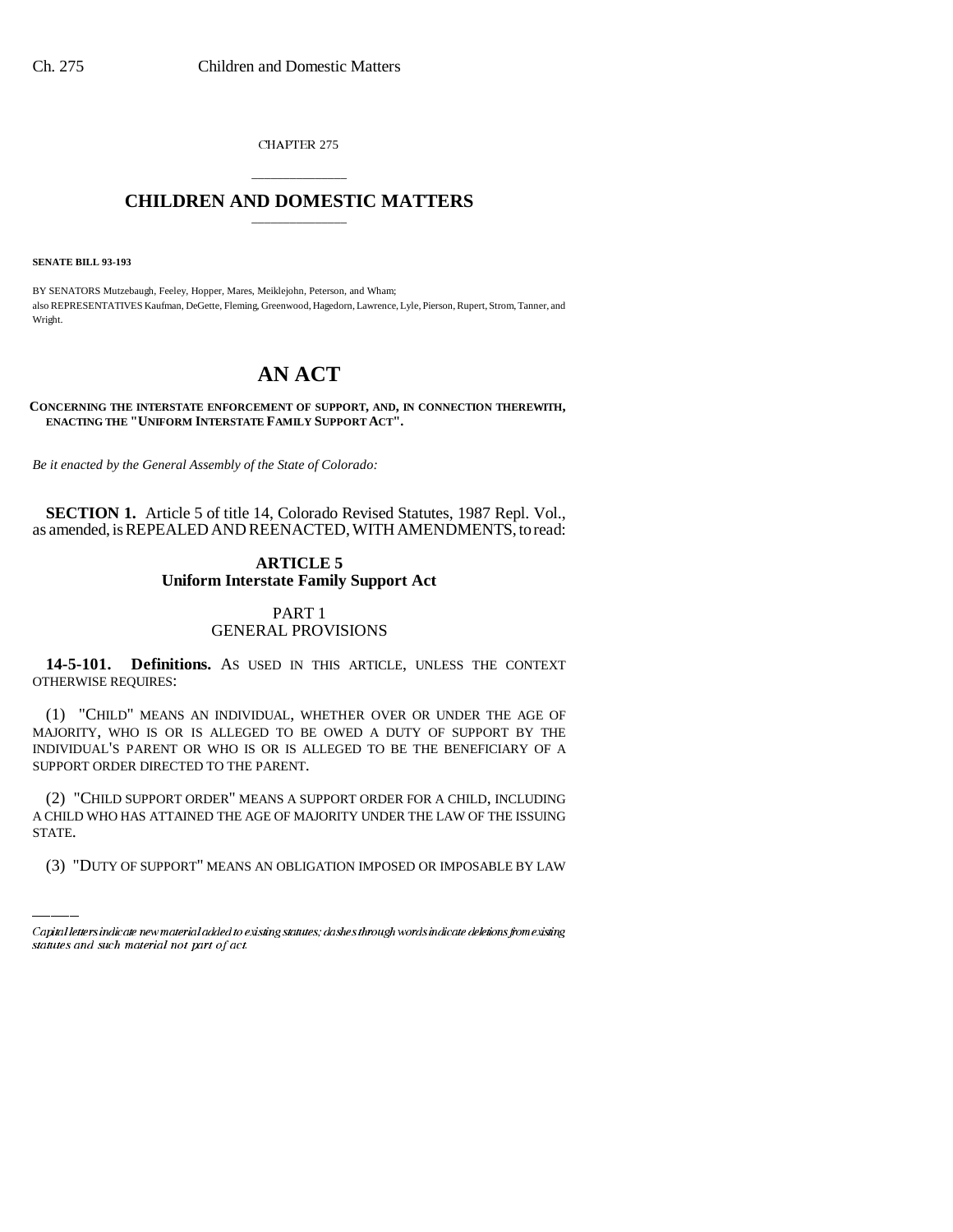CHAPTER 275

# CHILDREN AND DOMESTIC MATTERS

**SENATE BILL 93-193**

BY SENATORS Mutzebaugh, Feeley, Hopper, Mares, Meiklejohn, Peterson, and Wham;
also REPRESENTATIVES Kaufman, DeGette, Fleming, Greenwood, Hagedorn, Lawrence, Lyle, Pierson, Rupert, Strom, Tanner, and Wright.

# AN ACT

**CONCERNING THE INTERSTATE ENFORCEMENT OF SUPPORT, AND, IN CONNECTION THEREWITH, ENACTING THE "UNIFORM INTERSTATE FAMILY SUPPORT ACT".**

*Be it enacted by the General Assembly of the State of Colorado:*

**SECTION 1.** Article 5 of title 14, Colorado Revised Statutes, 1987 Repl. Vol., as amended, is REPEALED AND REENACTED, WITH AMENDMENTS, to read:

## ARTICLE 5
## Uniform Interstate Family Support Act

### PART 1
### GENERAL PROVISIONS

**14-5-101. Definitions.** AS USED IN THIS ARTICLE, UNLESS THE CONTEXT OTHERWISE REQUIRES:

(1) "CHILD" MEANS AN INDIVIDUAL, WHETHER OVER OR UNDER THE AGE OF MAJORITY, WHO IS OR IS ALLEGED TO BE OWED A DUTY OF SUPPORT BY THE INDIVIDUAL'S PARENT OR WHO IS OR IS ALLEGED TO BE THE BENEFICIARY OF A SUPPORT ORDER DIRECTED TO THE PARENT.

(2) "CHILD SUPPORT ORDER" MEANS A SUPPORT ORDER FOR A CHILD, INCLUDING A CHILD WHO HAS ATTAINED THE AGE OF MAJORITY UNDER THE LAW OF THE ISSUING STATE.

(3) "DUTY OF SUPPORT" MEANS AN OBLIGATION IMPOSED OR IMPOSABLE BY LAW

*Capital letters indicate new material added to existing statutes; dashes through words indicate deletions from existing statutes and such material not part of act.*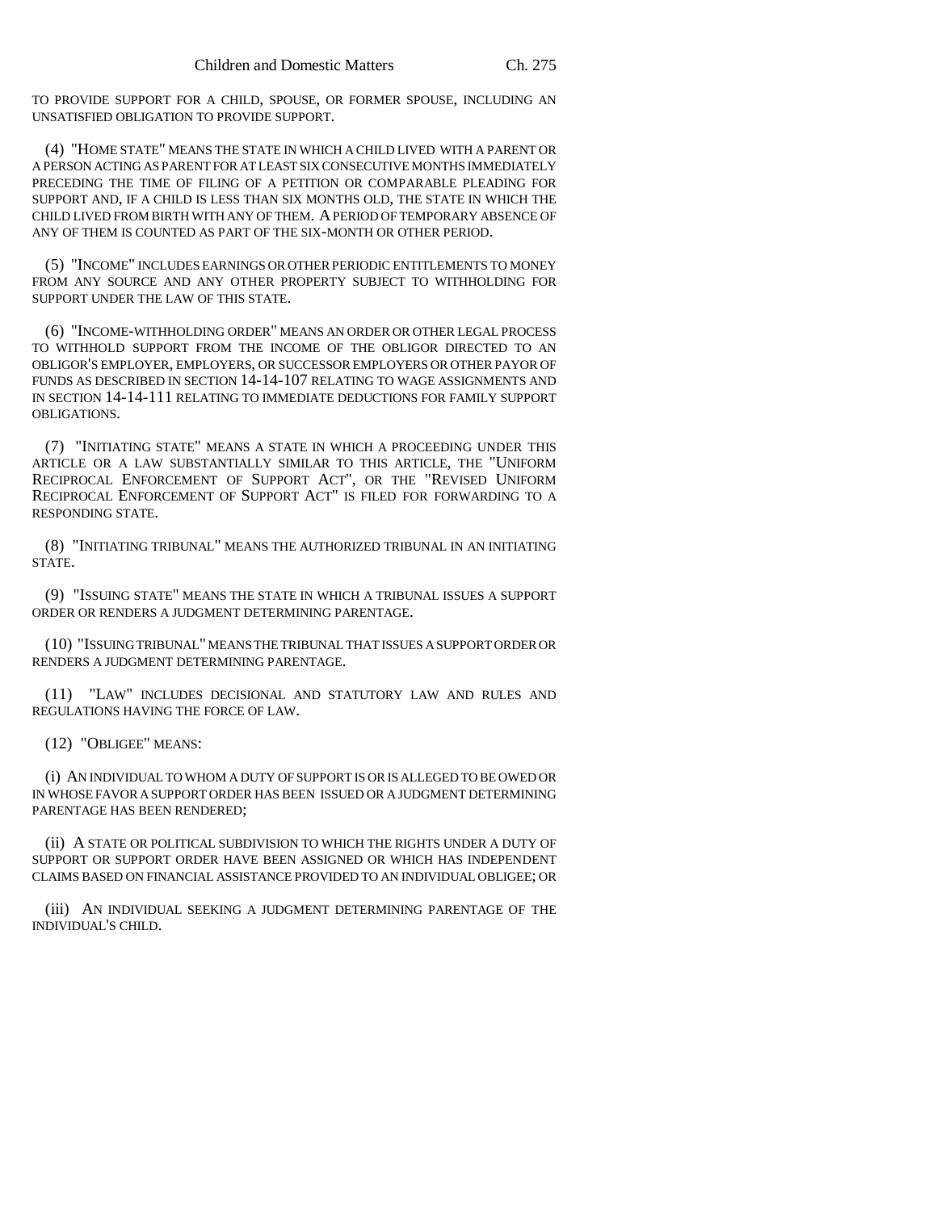TO PROVIDE SUPPORT FOR A CHILD, SPOUSE, OR FORMER SPOUSE, INCLUDING AN UNSATISFIED OBLIGATION TO PROVIDE SUPPORT.

(4) "HOME STATE" MEANS THE STATE IN WHICH A CHILD LIVED WITH A PARENT OR A PERSON ACTING AS PARENT FOR AT LEAST SIX CONSECUTIVE MONTHS IMMEDIATELY PRECEDING THE TIME OF FILING OF A PETITION OR COMPARABLE PLEADING FOR SUPPORT AND, IF A CHILD IS LESS THAN SIX MONTHS OLD, THE STATE IN WHICH THE CHILD LIVED FROM BIRTH WITH ANY OF THEM. A PERIOD OF TEMPORARY ABSENCE OF ANY OF THEM IS COUNTED AS PART OF THE SIX-MONTH OR OTHER PERIOD.

(5) "INCOME" INCLUDES EARNINGS OR OTHER PERIODIC ENTITLEMENTS TO MONEY FROM ANY SOURCE AND ANY OTHER PROPERTY SUBJECT TO WITHHOLDING FOR SUPPORT UNDER THE LAW OF THIS STATE.

(6) "INCOME-WITHHOLDING ORDER" MEANS AN ORDER OR OTHER LEGAL PROCESS TO WITHHOLD SUPPORT FROM THE INCOME OF THE OBLIGOR DIRECTED TO AN OBLIGOR'S EMPLOYER, EMPLOYERS, OR SUCCESSOR EMPLOYERS OR OTHER PAYOR OF FUNDS AS DESCRIBED IN SECTION 14-14-107 RELATING TO WAGE ASSIGNMENTS AND IN SECTION 14-14-111 RELATING TO IMMEDIATE DEDUCTIONS FOR FAMILY SUPPORT OBLIGATIONS.

(7) "INITIATING STATE" MEANS A STATE IN WHICH A PROCEEDING UNDER THIS ARTICLE OR A LAW SUBSTANTIALLY SIMILAR TO THIS ARTICLE, THE "UNIFORM RECIPROCAL ENFORCEMENT OF SUPPORT ACT", OR THE "REVISED UNIFORM RECIPROCAL ENFORCEMENT OF SUPPORT ACT" IS FILED FOR FORWARDING TO A RESPONDING STATE.

(8) "INITIATING TRIBUNAL" MEANS THE AUTHORIZED TRIBUNAL IN AN INITIATING STATE.

(9) "ISSUING STATE" MEANS THE STATE IN WHICH A TRIBUNAL ISSUES A SUPPORT ORDER OR RENDERS A JUDGMENT DETERMINING PARENTAGE.

(10) "ISSUING TRIBUNAL" MEANS THE TRIBUNAL THAT ISSUES A SUPPORT ORDER OR RENDERS A JUDGMENT DETERMINING PARENTAGE.

(11) "LAW" INCLUDES DECISIONAL AND STATUTORY LAW AND RULES AND REGULATIONS HAVING THE FORCE OF LAW.

(12) "OBLIGEE" MEANS:

(i) AN INDIVIDUAL TO WHOM A DUTY OF SUPPORT IS OR IS ALLEGED TO BE OWED OR IN WHOSE FAVOR A SUPPORT ORDER HAS BEEN ISSUED OR A JUDGMENT DETERMINING PARENTAGE HAS BEEN RENDERED;

(ii) A STATE OR POLITICAL SUBDIVISION TO WHICH THE RIGHTS UNDER A DUTY OF SUPPORT OR SUPPORT ORDER HAVE BEEN ASSIGNED OR WHICH HAS INDEPENDENT CLAIMS BASED ON FINANCIAL ASSISTANCE PROVIDED TO AN INDIVIDUAL OBLIGEE; OR

(iii) AN INDIVIDUAL SEEKING A JUDGMENT DETERMINING PARENTAGE OF THE INDIVIDUAL'S CHILD.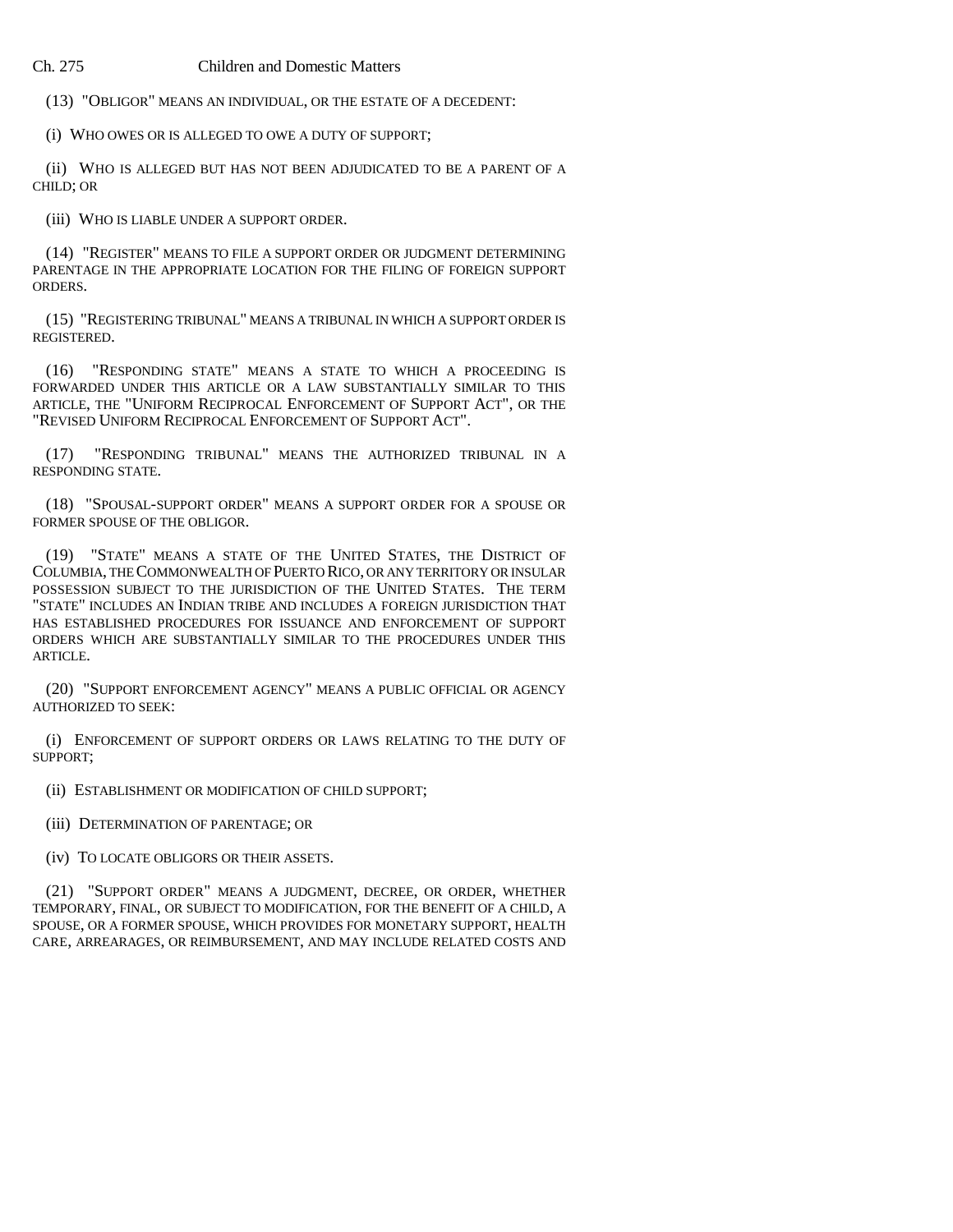(13) "OBLIGOR" MEANS AN INDIVIDUAL, OR THE ESTATE OF A DECEDENT:

(i) WHO OWES OR IS ALLEGED TO OWE A DUTY OF SUPPORT;

(ii) WHO IS ALLEGED BUT HAS NOT BEEN ADJUDICATED TO BE A PARENT OF A CHILD; OR

(iii) WHO IS LIABLE UNDER A SUPPORT ORDER.

(14) "REGISTER" MEANS TO FILE A SUPPORT ORDER OR JUDGMENT DETERMINING PARENTAGE IN THE APPROPRIATE LOCATION FOR THE FILING OF FOREIGN SUPPORT ORDERS.

(15) "REGISTERING TRIBUNAL" MEANS A TRIBUNAL IN WHICH A SUPPORT ORDER IS REGISTERED.

(16) "RESPONDING STATE" MEANS A STATE TO WHICH A PROCEEDING IS FORWARDED UNDER THIS ARTICLE OR A LAW SUBSTANTIALLY SIMILAR TO THIS ARTICLE, THE "UNIFORM RECIPROCAL ENFORCEMENT OF SUPPORT ACT", OR THE "REVISED UNIFORM RECIPROCAL ENFORCEMENT OF SUPPORT ACT".

(17) "RESPONDING TRIBUNAL" MEANS THE AUTHORIZED TRIBUNAL IN A RESPONDING STATE.

(18) "SPOUSAL-SUPPORT ORDER" MEANS A SUPPORT ORDER FOR A SPOUSE OR FORMER SPOUSE OF THE OBLIGOR.

(19) "STATE" MEANS A STATE OF THE UNITED STATES, THE DISTRICT OF COLUMBIA, THE COMMONWEALTH OF PUERTO RICO, OR ANY TERRITORY OR INSULAR POSSESSION SUBJECT TO THE JURISDICTION OF THE UNITED STATES. THE TERM "STATE" INCLUDES AN INDIAN TRIBE AND INCLUDES A FOREIGN JURISDICTION THAT HAS ESTABLISHED PROCEDURES FOR ISSUANCE AND ENFORCEMENT OF SUPPORT ORDERS WHICH ARE SUBSTANTIALLY SIMILAR TO THE PROCEDURES UNDER THIS ARTICLE.

(20) "SUPPORT ENFORCEMENT AGENCY" MEANS A PUBLIC OFFICIAL OR AGENCY AUTHORIZED TO SEEK:

(i) ENFORCEMENT OF SUPPORT ORDERS OR LAWS RELATING TO THE DUTY OF SUPPORT;

(ii) ESTABLISHMENT OR MODIFICATION OF CHILD SUPPORT;

(iii) DETERMINATION OF PARENTAGE; OR

(iv) TO LOCATE OBLIGORS OR THEIR ASSETS.

(21) "SUPPORT ORDER" MEANS A JUDGMENT, DECREE, OR ORDER, WHETHER TEMPORARY, FINAL, OR SUBJECT TO MODIFICATION, FOR THE BENEFIT OF A CHILD, A SPOUSE, OR A FORMER SPOUSE, WHICH PROVIDES FOR MONETARY SUPPORT, HEALTH CARE, ARREARAGES, OR REIMBURSEMENT, AND MAY INCLUDE RELATED COSTS AND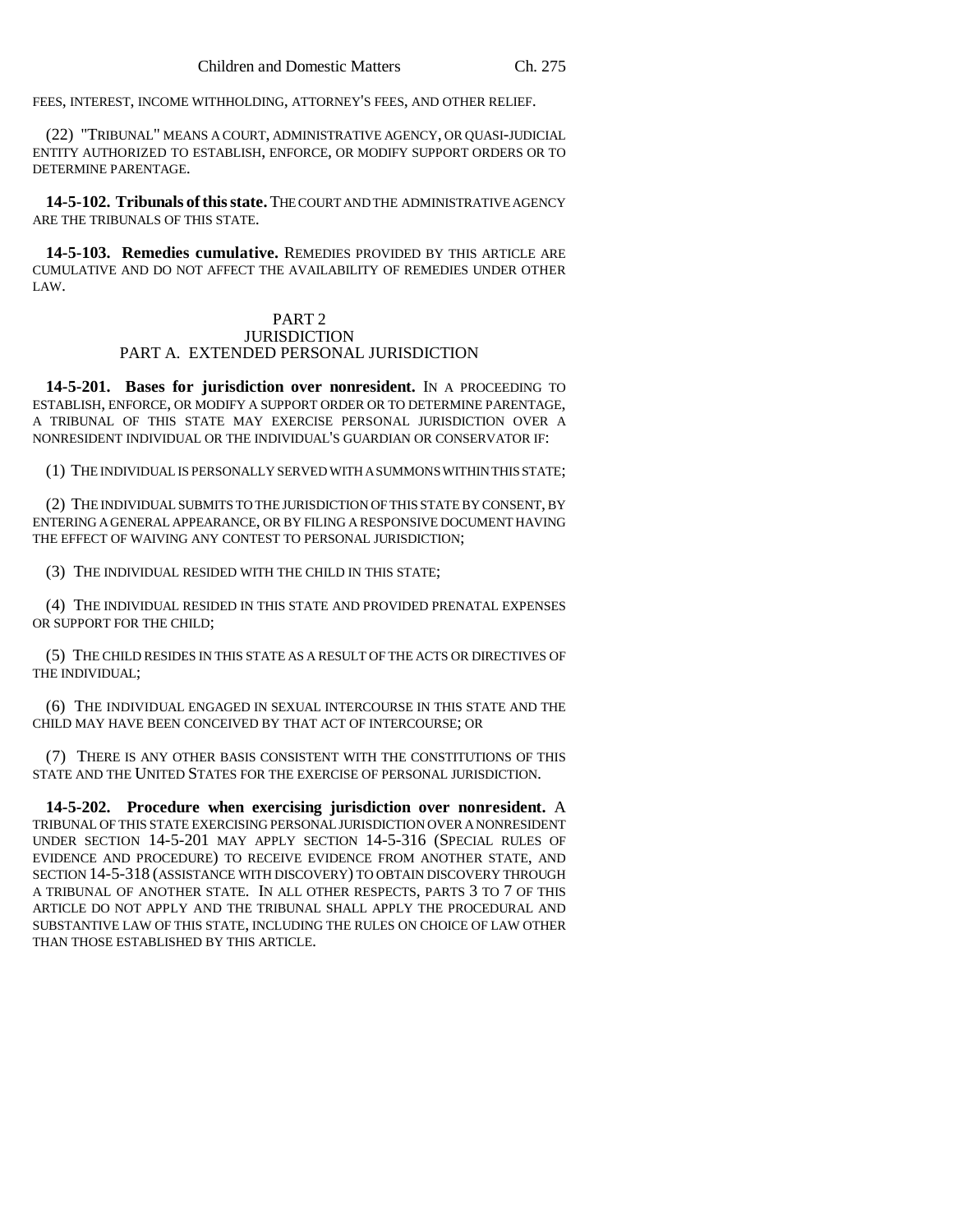FEES, INTEREST, INCOME WITHHOLDING, ATTORNEY'S FEES, AND OTHER RELIEF.

(22) "TRIBUNAL" MEANS A COURT, ADMINISTRATIVE AGENCY, OR QUASI-JUDICIAL ENTITY AUTHORIZED TO ESTABLISH, ENFORCE, OR MODIFY SUPPORT ORDERS OR TO DETERMINE PARENTAGE.

**14-5-102. Tribunals of this state.** THE COURT AND THE ADMINISTRATIVE AGENCY ARE THE TRIBUNALS OF THIS STATE.

**14-5-103. Remedies cumulative.** REMEDIES PROVIDED BY THIS ARTICLE ARE CUMULATIVE AND DO NOT AFFECT THE AVAILABILITY OF REMEDIES UNDER OTHER LAW.

PART 2
JURISDICTION
PART A. EXTENDED PERSONAL JURISDICTION

**14-5-201. Bases for jurisdiction over nonresident.** IN A PROCEEDING TO ESTABLISH, ENFORCE, OR MODIFY A SUPPORT ORDER OR TO DETERMINE PARENTAGE, A TRIBUNAL OF THIS STATE MAY EXERCISE PERSONAL JURISDICTION OVER A NONRESIDENT INDIVIDUAL OR THE INDIVIDUAL'S GUARDIAN OR CONSERVATOR IF:

(1) THE INDIVIDUAL IS PERSONALLY SERVED WITH A SUMMONS WITHIN THIS STATE;

(2) THE INDIVIDUAL SUBMITS TO THE JURISDICTION OF THIS STATE BY CONSENT, BY ENTERING A GENERAL APPEARANCE, OR BY FILING A RESPONSIVE DOCUMENT HAVING THE EFFECT OF WAIVING ANY CONTEST TO PERSONAL JURISDICTION;

(3) THE INDIVIDUAL RESIDED WITH THE CHILD IN THIS STATE;

(4) THE INDIVIDUAL RESIDED IN THIS STATE AND PROVIDED PRENATAL EXPENSES OR SUPPORT FOR THE CHILD;

(5) THE CHILD RESIDES IN THIS STATE AS A RESULT OF THE ACTS OR DIRECTIVES OF THE INDIVIDUAL;

(6) THE INDIVIDUAL ENGAGED IN SEXUAL INTERCOURSE IN THIS STATE AND THE CHILD MAY HAVE BEEN CONCEIVED BY THAT ACT OF INTERCOURSE; OR

(7) THERE IS ANY OTHER BASIS CONSISTENT WITH THE CONSTITUTIONS OF THIS STATE AND THE UNITED STATES FOR THE EXERCISE OF PERSONAL JURISDICTION.

**14-5-202. Procedure when exercising jurisdiction over nonresident.** A TRIBUNAL OF THIS STATE EXERCISING PERSONAL JURISDICTION OVER A NONRESIDENT UNDER SECTION 14-5-201 MAY APPLY SECTION 14-5-316 (SPECIAL RULES OF EVIDENCE AND PROCEDURE) TO RECEIVE EVIDENCE FROM ANOTHER STATE, AND SECTION 14-5-318 (ASSISTANCE WITH DISCOVERY) TO OBTAIN DISCOVERY THROUGH A TRIBUNAL OF ANOTHER STATE. IN ALL OTHER RESPECTS, PARTS 3 TO 7 OF THIS ARTICLE DO NOT APPLY AND THE TRIBUNAL SHALL APPLY THE PROCEDURAL AND SUBSTANTIVE LAW OF THIS STATE, INCLUDING THE RULES ON CHOICE OF LAW OTHER THAN THOSE ESTABLISHED BY THIS ARTICLE.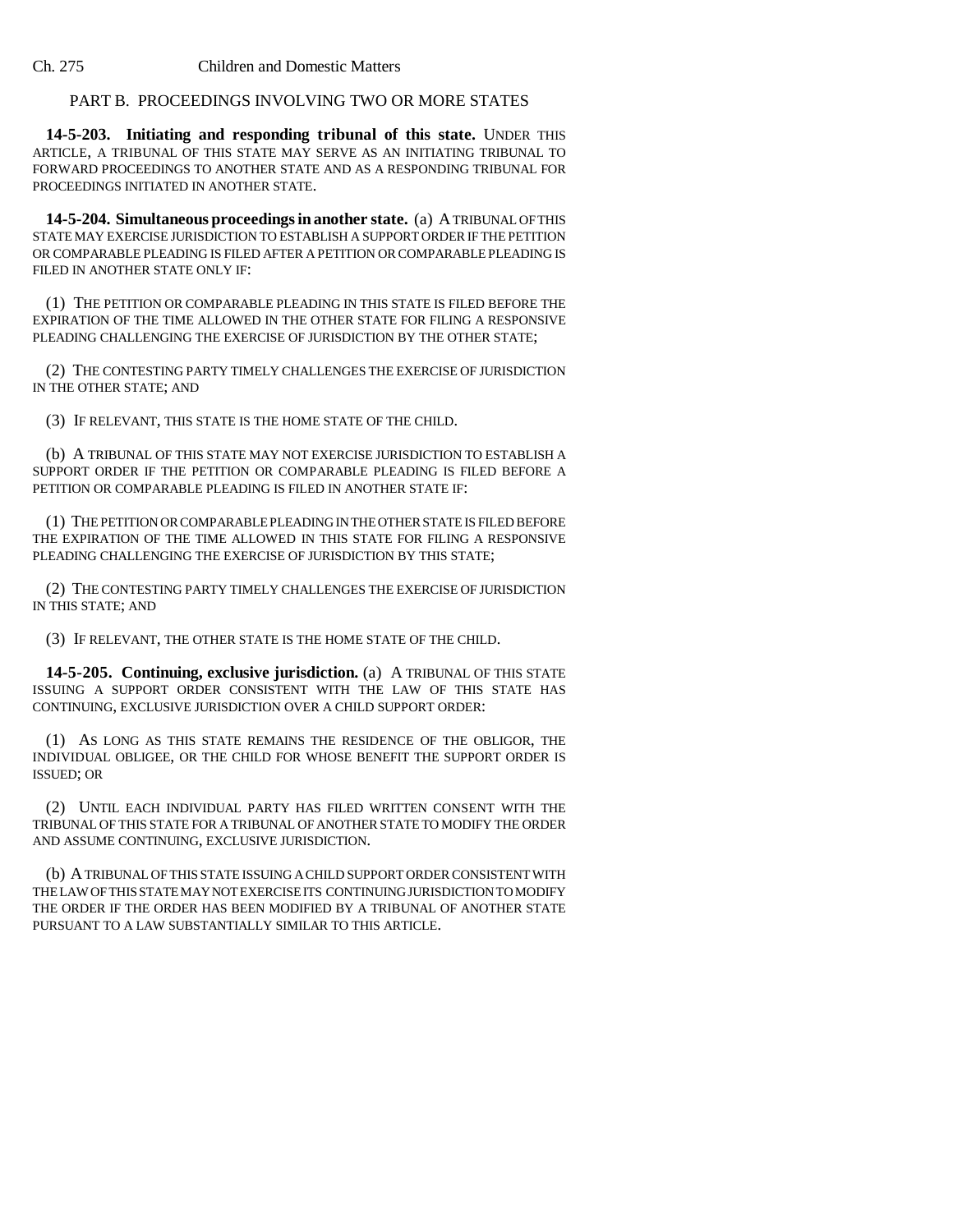## PART B. PROCEEDINGS INVOLVING TWO OR MORE STATES

**14-5-203. Initiating and responding tribunal of this state.** UNDER THIS ARTICLE, A TRIBUNAL OF THIS STATE MAY SERVE AS AN INITIATING TRIBUNAL TO FORWARD PROCEEDINGS TO ANOTHER STATE AND AS A RESPONDING TRIBUNAL FOR PROCEEDINGS INITIATED IN ANOTHER STATE.

**14-5-204. Simultaneous proceedings in another state.** (a) A TRIBUNAL OF THIS STATE MAY EXERCISE JURISDICTION TO ESTABLISH A SUPPORT ORDER IF THE PETITION OR COMPARABLE PLEADING IS FILED AFTER A PETITION OR COMPARABLE PLEADING IS FILED IN ANOTHER STATE ONLY IF:

(1) THE PETITION OR COMPARABLE PLEADING IN THIS STATE IS FILED BEFORE THE EXPIRATION OF THE TIME ALLOWED IN THE OTHER STATE FOR FILING A RESPONSIVE PLEADING CHALLENGING THE EXERCISE OF JURISDICTION BY THE OTHER STATE;

(2) THE CONTESTING PARTY TIMELY CHALLENGES THE EXERCISE OF JURISDICTION IN THE OTHER STATE; AND

(3) IF RELEVANT, THIS STATE IS THE HOME STATE OF THE CHILD.

(b) A TRIBUNAL OF THIS STATE MAY NOT EXERCISE JURISDICTION TO ESTABLISH A SUPPORT ORDER IF THE PETITION OR COMPARABLE PLEADING IS FILED BEFORE A PETITION OR COMPARABLE PLEADING IS FILED IN ANOTHER STATE IF:

(1) THE PETITION OR COMPARABLE PLEADING IN THE OTHER STATE IS FILED BEFORE THE EXPIRATION OF THE TIME ALLOWED IN THIS STATE FOR FILING A RESPONSIVE PLEADING CHALLENGING THE EXERCISE OF JURISDICTION BY THIS STATE;

(2) THE CONTESTING PARTY TIMELY CHALLENGES THE EXERCISE OF JURISDICTION IN THIS STATE; AND

(3) IF RELEVANT, THE OTHER STATE IS THE HOME STATE OF THE CHILD.

**14-5-205. Continuing, exclusive jurisdiction.** (a) A TRIBUNAL OF THIS STATE ISSUING A SUPPORT ORDER CONSISTENT WITH THE LAW OF THIS STATE HAS CONTINUING, EXCLUSIVE JURISDICTION OVER A CHILD SUPPORT ORDER:

(1) AS LONG AS THIS STATE REMAINS THE RESIDENCE OF THE OBLIGOR, THE INDIVIDUAL OBLIGEE, OR THE CHILD FOR WHOSE BENEFIT THE SUPPORT ORDER IS ISSUED; OR

(2) UNTIL EACH INDIVIDUAL PARTY HAS FILED WRITTEN CONSENT WITH THE TRIBUNAL OF THIS STATE FOR A TRIBUNAL OF ANOTHER STATE TO MODIFY THE ORDER AND ASSUME CONTINUING, EXCLUSIVE JURISDICTION.

(b) A TRIBUNAL OF THIS STATE ISSUING A CHILD SUPPORT ORDER CONSISTENT WITH THE LAW OF THIS STATE MAY NOT EXERCISE ITS CONTINUING JURISDICTION TO MODIFY THE ORDER IF THE ORDER HAS BEEN MODIFIED BY A TRIBUNAL OF ANOTHER STATE PURSUANT TO A LAW SUBSTANTIALLY SIMILAR TO THIS ARTICLE.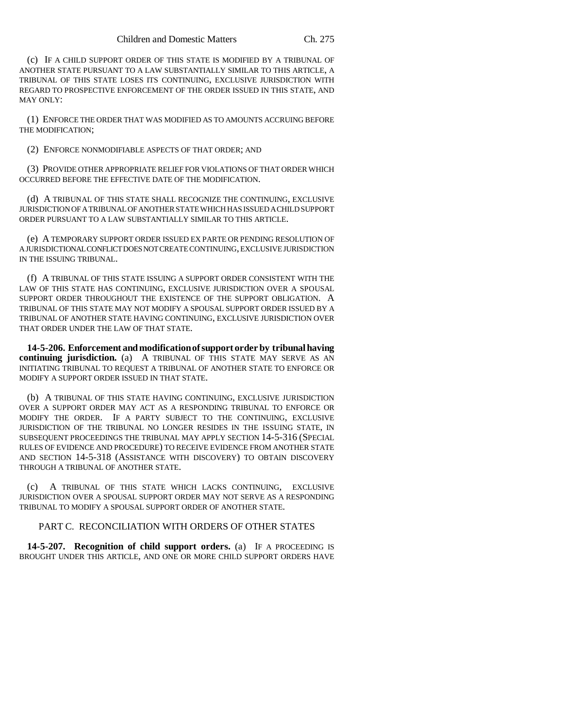(c) IF A CHILD SUPPORT ORDER OF THIS STATE IS MODIFIED BY A TRIBUNAL OF ANOTHER STATE PURSUANT TO A LAW SUBSTANTIALLY SIMILAR TO THIS ARTICLE, A TRIBUNAL OF THIS STATE LOSES ITS CONTINUING, EXCLUSIVE JURISDICTION WITH REGARD TO PROSPECTIVE ENFORCEMENT OF THE ORDER ISSUED IN THIS STATE, AND MAY ONLY:

(1) ENFORCE THE ORDER THAT WAS MODIFIED AS TO AMOUNTS ACCRUING BEFORE THE MODIFICATION;

(2) ENFORCE NONMODIFIABLE ASPECTS OF THAT ORDER; AND

(3) PROVIDE OTHER APPROPRIATE RELIEF FOR VIOLATIONS OF THAT ORDER WHICH OCCURRED BEFORE THE EFFECTIVE DATE OF THE MODIFICATION.

(d) A TRIBUNAL OF THIS STATE SHALL RECOGNIZE THE CONTINUING, EXCLUSIVE JURISDICTION OF A TRIBUNAL OF ANOTHER STATE WHICH HAS ISSUED A CHILD SUPPORT ORDER PURSUANT TO A LAW SUBSTANTIALLY SIMILAR TO THIS ARTICLE.

(e) A TEMPORARY SUPPORT ORDER ISSUED EX PARTE OR PENDING RESOLUTION OF A JURISDICTIONAL CONFLICT DOES NOT CREATE CONTINUING, EXCLUSIVE JURISDICTION IN THE ISSUING TRIBUNAL.

(f) A TRIBUNAL OF THIS STATE ISSUING A SUPPORT ORDER CONSISTENT WITH THE LAW OF THIS STATE HAS CONTINUING, EXCLUSIVE JURISDICTION OVER A SPOUSAL SUPPORT ORDER THROUGHOUT THE EXISTENCE OF THE SUPPORT OBLIGATION. A TRIBUNAL OF THIS STATE MAY NOT MODIFY A SPOUSAL SUPPORT ORDER ISSUED BY A TRIBUNAL OF ANOTHER STATE HAVING CONTINUING, EXCLUSIVE JURISDICTION OVER THAT ORDER UNDER THE LAW OF THAT STATE.

**14-5-206. Enforcement and modification of support order by tribunal having continuing jurisdiction.** (a) A TRIBUNAL OF THIS STATE MAY SERVE AS AN INITIATING TRIBUNAL TO REQUEST A TRIBUNAL OF ANOTHER STATE TO ENFORCE OR MODIFY A SUPPORT ORDER ISSUED IN THAT STATE.

(b) A TRIBUNAL OF THIS STATE HAVING CONTINUING, EXCLUSIVE JURISDICTION OVER A SUPPORT ORDER MAY ACT AS A RESPONDING TRIBUNAL TO ENFORCE OR MODIFY THE ORDER. IF A PARTY SUBJECT TO THE CONTINUING, EXCLUSIVE JURISDICTION OF THE TRIBUNAL NO LONGER RESIDES IN THE ISSUING STATE, IN SUBSEQUENT PROCEEDINGS THE TRIBUNAL MAY APPLY SECTION 14-5-316 (SPECIAL RULES OF EVIDENCE AND PROCEDURE) TO RECEIVE EVIDENCE FROM ANOTHER STATE AND SECTION 14-5-318 (ASSISTANCE WITH DISCOVERY) TO OBTAIN DISCOVERY THROUGH A TRIBUNAL OF ANOTHER STATE.

(c) A TRIBUNAL OF THIS STATE WHICH LACKS CONTINUING, EXCLUSIVE JURISDICTION OVER A SPOUSAL SUPPORT ORDER MAY NOT SERVE AS A RESPONDING TRIBUNAL TO MODIFY A SPOUSAL SUPPORT ORDER OF ANOTHER STATE.

## PART C. RECONCILIATION WITH ORDERS OF OTHER STATES

**14-5-207. Recognition of child support orders.** (a) IF A PROCEEDING IS BROUGHT UNDER THIS ARTICLE, AND ONE OR MORE CHILD SUPPORT ORDERS HAVE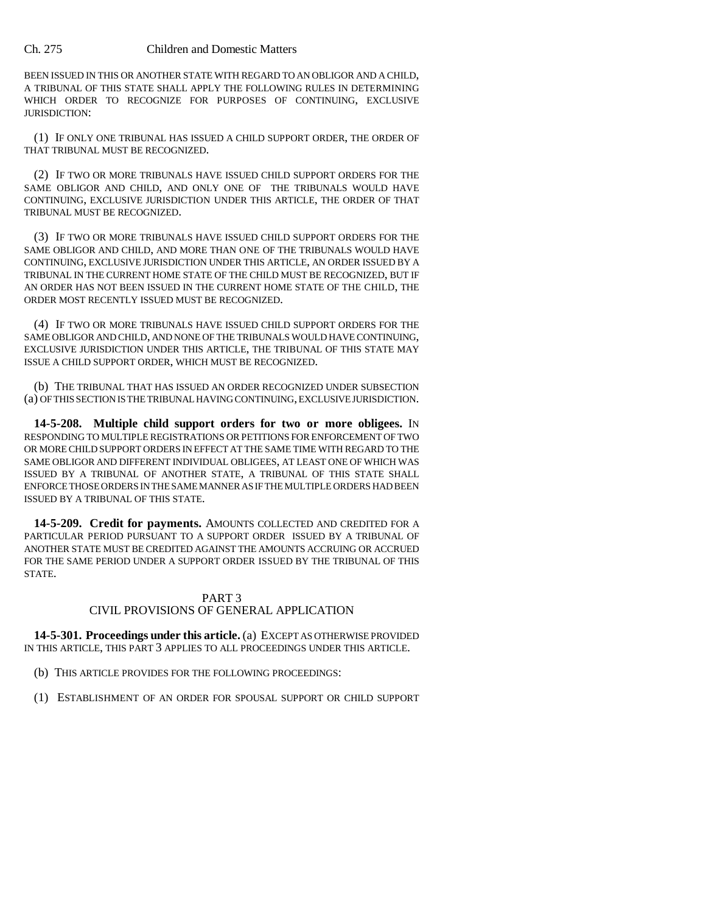BEEN ISSUED IN THIS OR ANOTHER STATE WITH REGARD TO AN OBLIGOR AND A CHILD, A TRIBUNAL OF THIS STATE SHALL APPLY THE FOLLOWING RULES IN DETERMINING WHICH ORDER TO RECOGNIZE FOR PURPOSES OF CONTINUING, EXCLUSIVE JURISDICTION:

(1) IF ONLY ONE TRIBUNAL HAS ISSUED A CHILD SUPPORT ORDER, THE ORDER OF THAT TRIBUNAL MUST BE RECOGNIZED.

(2) IF TWO OR MORE TRIBUNALS HAVE ISSUED CHILD SUPPORT ORDERS FOR THE SAME OBLIGOR AND CHILD, AND ONLY ONE OF THE TRIBUNALS WOULD HAVE CONTINUING, EXCLUSIVE JURISDICTION UNDER THIS ARTICLE, THE ORDER OF THAT TRIBUNAL MUST BE RECOGNIZED.

(3) IF TWO OR MORE TRIBUNALS HAVE ISSUED CHILD SUPPORT ORDERS FOR THE SAME OBLIGOR AND CHILD, AND MORE THAN ONE OF THE TRIBUNALS WOULD HAVE CONTINUING, EXCLUSIVE JURISDICTION UNDER THIS ARTICLE, AN ORDER ISSUED BY A TRIBUNAL IN THE CURRENT HOME STATE OF THE CHILD MUST BE RECOGNIZED, BUT IF AN ORDER HAS NOT BEEN ISSUED IN THE CURRENT HOME STATE OF THE CHILD, THE ORDER MOST RECENTLY ISSUED MUST BE RECOGNIZED.

(4) IF TWO OR MORE TRIBUNALS HAVE ISSUED CHILD SUPPORT ORDERS FOR THE SAME OBLIGOR AND CHILD, AND NONE OF THE TRIBUNALS WOULD HAVE CONTINUING, EXCLUSIVE JURISDICTION UNDER THIS ARTICLE, THE TRIBUNAL OF THIS STATE MAY ISSUE A CHILD SUPPORT ORDER, WHICH MUST BE RECOGNIZED.

(b) THE TRIBUNAL THAT HAS ISSUED AN ORDER RECOGNIZED UNDER SUBSECTION (a) OF THIS SECTION IS THE TRIBUNAL HAVING CONTINUING, EXCLUSIVE JURISDICTION.

**14-5-208. Multiple child support orders for two or more obligees.** IN RESPONDING TO MULTIPLE REGISTRATIONS OR PETITIONS FOR ENFORCEMENT OF TWO OR MORE CHILD SUPPORT ORDERS IN EFFECT AT THE SAME TIME WITH REGARD TO THE SAME OBLIGOR AND DIFFERENT INDIVIDUAL OBLIGEES, AT LEAST ONE OF WHICH WAS ISSUED BY A TRIBUNAL OF ANOTHER STATE, A TRIBUNAL OF THIS STATE SHALL ENFORCE THOSE ORDERS IN THE SAME MANNER AS IF THE MULTIPLE ORDERS HAD BEEN ISSUED BY A TRIBUNAL OF THIS STATE.

**14-5-209. Credit for payments.** AMOUNTS COLLECTED AND CREDITED FOR A PARTICULAR PERIOD PURSUANT TO A SUPPORT ORDER ISSUED BY A TRIBUNAL OF ANOTHER STATE MUST BE CREDITED AGAINST THE AMOUNTS ACCRUING OR ACCRUED FOR THE SAME PERIOD UNDER A SUPPORT ORDER ISSUED BY THE TRIBUNAL OF THIS STATE.

## PART 3
## CIVIL PROVISIONS OF GENERAL APPLICATION

**14-5-301. Proceedings under this article.** (a) EXCEPT AS OTHERWISE PROVIDED IN THIS ARTICLE, THIS PART 3 APPLIES TO ALL PROCEEDINGS UNDER THIS ARTICLE.

(b) THIS ARTICLE PROVIDES FOR THE FOLLOWING PROCEEDINGS:

(1) ESTABLISHMENT OF AN ORDER FOR SPOUSAL SUPPORT OR CHILD SUPPORT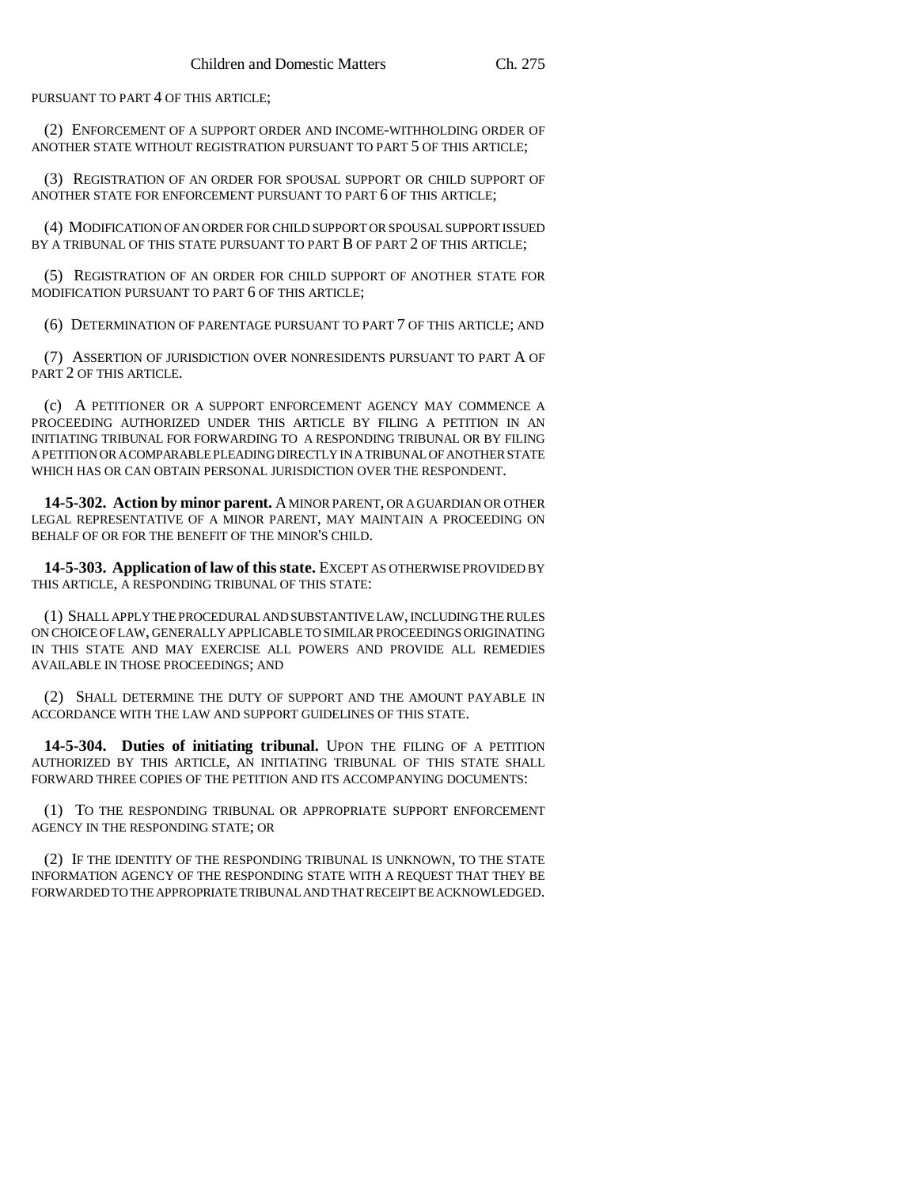PURSUANT TO PART 4 OF THIS ARTICLE;

(2) ENFORCEMENT OF A SUPPORT ORDER AND INCOME-WITHHOLDING ORDER OF ANOTHER STATE WITHOUT REGISTRATION PURSUANT TO PART 5 OF THIS ARTICLE;

(3) REGISTRATION OF AN ORDER FOR SPOUSAL SUPPORT OR CHILD SUPPORT OF ANOTHER STATE FOR ENFORCEMENT PURSUANT TO PART 6 OF THIS ARTICLE;

(4) MODIFICATION OF AN ORDER FOR CHILD SUPPORT OR SPOUSAL SUPPORT ISSUED BY A TRIBUNAL OF THIS STATE PURSUANT TO PART B OF PART 2 OF THIS ARTICLE;

(5) REGISTRATION OF AN ORDER FOR CHILD SUPPORT OF ANOTHER STATE FOR MODIFICATION PURSUANT TO PART 6 OF THIS ARTICLE;

(6) DETERMINATION OF PARENTAGE PURSUANT TO PART 7 OF THIS ARTICLE; AND

(7) ASSERTION OF JURISDICTION OVER NONRESIDENTS PURSUANT TO PART A OF PART 2 OF THIS ARTICLE.

(c) A PETITIONER OR A SUPPORT ENFORCEMENT AGENCY MAY COMMENCE A PROCEEDING AUTHORIZED UNDER THIS ARTICLE BY FILING A PETITION IN AN INITIATING TRIBUNAL FOR FORWARDING TO A RESPONDING TRIBUNAL OR BY FILING A PETITION OR A COMPARABLE PLEADING DIRECTLY IN A TRIBUNAL OF ANOTHER STATE WHICH HAS OR CAN OBTAIN PERSONAL JURISDICTION OVER THE RESPONDENT.

**14-5-302. Action by minor parent.** A MINOR PARENT, OR A GUARDIAN OR OTHER LEGAL REPRESENTATIVE OF A MINOR PARENT, MAY MAINTAIN A PROCEEDING ON BEHALF OF OR FOR THE BENEFIT OF THE MINOR'S CHILD.

**14-5-303. Application of law of this state.** EXCEPT AS OTHERWISE PROVIDED BY THIS ARTICLE, A RESPONDING TRIBUNAL OF THIS STATE:

(1) SHALL APPLY THE PROCEDURAL AND SUBSTANTIVE LAW, INCLUDING THE RULES ON CHOICE OF LAW, GENERALLY APPLICABLE TO SIMILAR PROCEEDINGS ORIGINATING IN THIS STATE AND MAY EXERCISE ALL POWERS AND PROVIDE ALL REMEDIES AVAILABLE IN THOSE PROCEEDINGS; AND

(2) SHALL DETERMINE THE DUTY OF SUPPORT AND THE AMOUNT PAYABLE IN ACCORDANCE WITH THE LAW AND SUPPORT GUIDELINES OF THIS STATE.

**14-5-304. Duties of initiating tribunal.** UPON THE FILING OF A PETITION AUTHORIZED BY THIS ARTICLE, AN INITIATING TRIBUNAL OF THIS STATE SHALL FORWARD THREE COPIES OF THE PETITION AND ITS ACCOMPANYING DOCUMENTS:

(1) TO THE RESPONDING TRIBUNAL OR APPROPRIATE SUPPORT ENFORCEMENT AGENCY IN THE RESPONDING STATE; OR

(2) IF THE IDENTITY OF THE RESPONDING TRIBUNAL IS UNKNOWN, TO THE STATE INFORMATION AGENCY OF THE RESPONDING STATE WITH A REQUEST THAT THEY BE FORWARDED TO THE APPROPRIATE TRIBUNAL AND THAT RECEIPT BE ACKNOWLEDGED.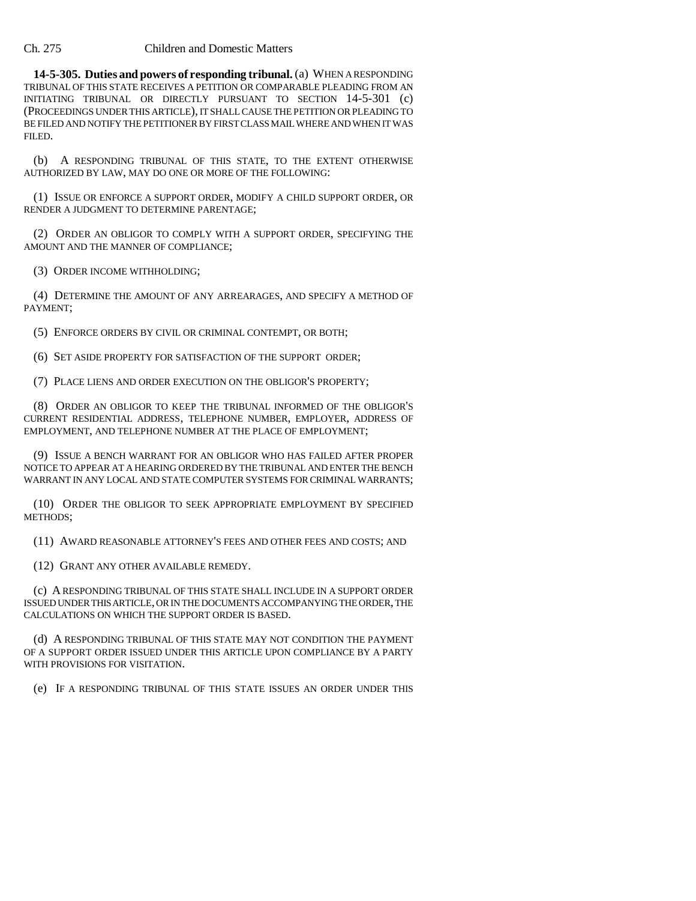**14-5-305. Duties and powers of responding tribunal.** (a) WHEN A RESPONDING TRIBUNAL OF THIS STATE RECEIVES A PETITION OR COMPARABLE PLEADING FROM AN INITIATING TRIBUNAL OR DIRECTLY PURSUANT TO SECTION 14-5-301 (c) (PROCEEDINGS UNDER THIS ARTICLE), IT SHALL CAUSE THE PETITION OR PLEADING TO BE FILED AND NOTIFY THE PETITIONER BY FIRST CLASS MAIL WHERE AND WHEN IT WAS FILED.

(b) A RESPONDING TRIBUNAL OF THIS STATE, TO THE EXTENT OTHERWISE AUTHORIZED BY LAW, MAY DO ONE OR MORE OF THE FOLLOWING:

(1) ISSUE OR ENFORCE A SUPPORT ORDER, MODIFY A CHILD SUPPORT ORDER, OR RENDER A JUDGMENT TO DETERMINE PARENTAGE;

(2) ORDER AN OBLIGOR TO COMPLY WITH A SUPPORT ORDER, SPECIFYING THE AMOUNT AND THE MANNER OF COMPLIANCE;

(3) ORDER INCOME WITHHOLDING;

(4) DETERMINE THE AMOUNT OF ANY ARREARAGES, AND SPECIFY A METHOD OF PAYMENT;

(5) ENFORCE ORDERS BY CIVIL OR CRIMINAL CONTEMPT, OR BOTH;

(6) SET ASIDE PROPERTY FOR SATISFACTION OF THE SUPPORT ORDER;

(7) PLACE LIENS AND ORDER EXECUTION ON THE OBLIGOR'S PROPERTY;

(8) ORDER AN OBLIGOR TO KEEP THE TRIBUNAL INFORMED OF THE OBLIGOR'S CURRENT RESIDENTIAL ADDRESS, TELEPHONE NUMBER, EMPLOYER, ADDRESS OF EMPLOYMENT, AND TELEPHONE NUMBER AT THE PLACE OF EMPLOYMENT;

(9) ISSUE A BENCH WARRANT FOR AN OBLIGOR WHO HAS FAILED AFTER PROPER NOTICE TO APPEAR AT A HEARING ORDERED BY THE TRIBUNAL AND ENTER THE BENCH WARRANT IN ANY LOCAL AND STATE COMPUTER SYSTEMS FOR CRIMINAL WARRANTS;

(10) ORDER THE OBLIGOR TO SEEK APPROPRIATE EMPLOYMENT BY SPECIFIED METHODS;

(11) AWARD REASONABLE ATTORNEY'S FEES AND OTHER FEES AND COSTS; AND

(12) GRANT ANY OTHER AVAILABLE REMEDY.

(c) A RESPONDING TRIBUNAL OF THIS STATE SHALL INCLUDE IN A SUPPORT ORDER ISSUED UNDER THIS ARTICLE, OR IN THE DOCUMENTS ACCOMPANYING THE ORDER, THE CALCULATIONS ON WHICH THE SUPPORT ORDER IS BASED.

(d) A RESPONDING TRIBUNAL OF THIS STATE MAY NOT CONDITION THE PAYMENT OF A SUPPORT ORDER ISSUED UNDER THIS ARTICLE UPON COMPLIANCE BY A PARTY WITH PROVISIONS FOR VISITATION.

(e) IF A RESPONDING TRIBUNAL OF THIS STATE ISSUES AN ORDER UNDER THIS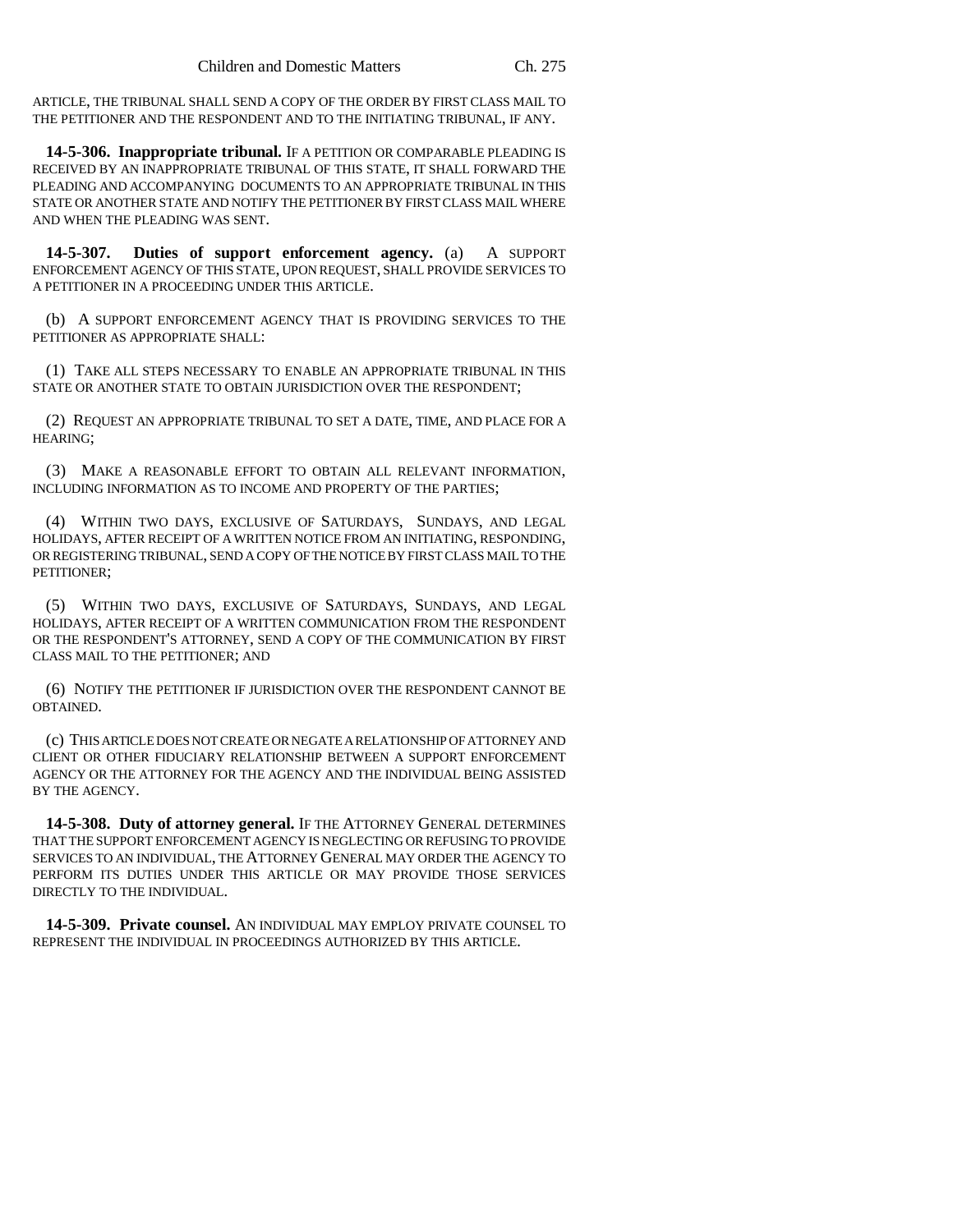ARTICLE, THE TRIBUNAL SHALL SEND A COPY OF THE ORDER BY FIRST CLASS MAIL TO THE PETITIONER AND THE RESPONDENT AND TO THE INITIATING TRIBUNAL, IF ANY.

**14-5-306. Inappropriate tribunal.** IF A PETITION OR COMPARABLE PLEADING IS RECEIVED BY AN INAPPROPRIATE TRIBUNAL OF THIS STATE, IT SHALL FORWARD THE PLEADING AND ACCOMPANYING DOCUMENTS TO AN APPROPRIATE TRIBUNAL IN THIS STATE OR ANOTHER STATE AND NOTIFY THE PETITIONER BY FIRST CLASS MAIL WHERE AND WHEN THE PLEADING WAS SENT.

**14-5-307. Duties of support enforcement agency.** (a) A SUPPORT ENFORCEMENT AGENCY OF THIS STATE, UPON REQUEST, SHALL PROVIDE SERVICES TO A PETITIONER IN A PROCEEDING UNDER THIS ARTICLE.

(b) A SUPPORT ENFORCEMENT AGENCY THAT IS PROVIDING SERVICES TO THE PETITIONER AS APPROPRIATE SHALL:

(1) TAKE ALL STEPS NECESSARY TO ENABLE AN APPROPRIATE TRIBUNAL IN THIS STATE OR ANOTHER STATE TO OBTAIN JURISDICTION OVER THE RESPONDENT;

(2) REQUEST AN APPROPRIATE TRIBUNAL TO SET A DATE, TIME, AND PLACE FOR A HEARING;

(3) MAKE A REASONABLE EFFORT TO OBTAIN ALL RELEVANT INFORMATION, INCLUDING INFORMATION AS TO INCOME AND PROPERTY OF THE PARTIES;

(4) WITHIN TWO DAYS, EXCLUSIVE OF SATURDAYS, SUNDAYS, AND LEGAL HOLIDAYS, AFTER RECEIPT OF A WRITTEN NOTICE FROM AN INITIATING, RESPONDING, OR REGISTERING TRIBUNAL, SEND A COPY OF THE NOTICE BY FIRST CLASS MAIL TO THE PETITIONER;

(5) WITHIN TWO DAYS, EXCLUSIVE OF SATURDAYS, SUNDAYS, AND LEGAL HOLIDAYS, AFTER RECEIPT OF A WRITTEN COMMUNICATION FROM THE RESPONDENT OR THE RESPONDENT'S ATTORNEY, SEND A COPY OF THE COMMUNICATION BY FIRST CLASS MAIL TO THE PETITIONER; AND

(6) NOTIFY THE PETITIONER IF JURISDICTION OVER THE RESPONDENT CANNOT BE OBTAINED.

(c) THIS ARTICLE DOES NOT CREATE OR NEGATE A RELATIONSHIP OF ATTORNEY AND CLIENT OR OTHER FIDUCIARY RELATIONSHIP BETWEEN A SUPPORT ENFORCEMENT AGENCY OR THE ATTORNEY FOR THE AGENCY AND THE INDIVIDUAL BEING ASSISTED BY THE AGENCY.

**14-5-308. Duty of attorney general.** IF THE ATTORNEY GENERAL DETERMINES THAT THE SUPPORT ENFORCEMENT AGENCY IS NEGLECTING OR REFUSING TO PROVIDE SERVICES TO AN INDIVIDUAL, THE ATTORNEY GENERAL MAY ORDER THE AGENCY TO PERFORM ITS DUTIES UNDER THIS ARTICLE OR MAY PROVIDE THOSE SERVICES DIRECTLY TO THE INDIVIDUAL.

**14-5-309. Private counsel.** AN INDIVIDUAL MAY EMPLOY PRIVATE COUNSEL TO REPRESENT THE INDIVIDUAL IN PROCEEDINGS AUTHORIZED BY THIS ARTICLE.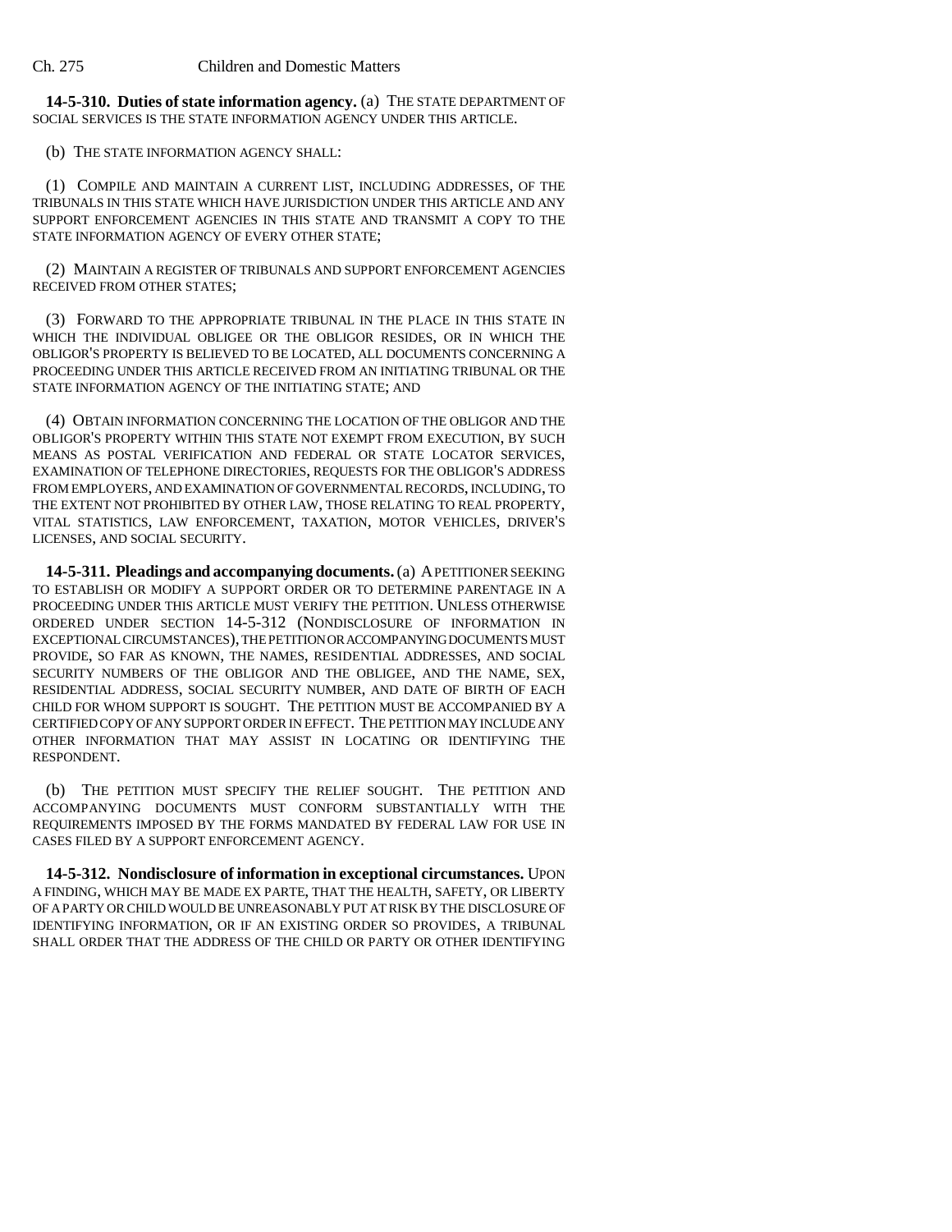**14-5-310. Duties of state information agency.** (a) THE STATE DEPARTMENT OF SOCIAL SERVICES IS THE STATE INFORMATION AGENCY UNDER THIS ARTICLE.

(b) THE STATE INFORMATION AGENCY SHALL:

(1) COMPILE AND MAINTAIN A CURRENT LIST, INCLUDING ADDRESSES, OF THE TRIBUNALS IN THIS STATE WHICH HAVE JURISDICTION UNDER THIS ARTICLE AND ANY SUPPORT ENFORCEMENT AGENCIES IN THIS STATE AND TRANSMIT A COPY TO THE STATE INFORMATION AGENCY OF EVERY OTHER STATE;

(2) MAINTAIN A REGISTER OF TRIBUNALS AND SUPPORT ENFORCEMENT AGENCIES RECEIVED FROM OTHER STATES;

(3) FORWARD TO THE APPROPRIATE TRIBUNAL IN THE PLACE IN THIS STATE IN WHICH THE INDIVIDUAL OBLIGEE OR THE OBLIGOR RESIDES, OR IN WHICH THE OBLIGOR'S PROPERTY IS BELIEVED TO BE LOCATED, ALL DOCUMENTS CONCERNING A PROCEEDING UNDER THIS ARTICLE RECEIVED FROM AN INITIATING TRIBUNAL OR THE STATE INFORMATION AGENCY OF THE INITIATING STATE; AND

(4) OBTAIN INFORMATION CONCERNING THE LOCATION OF THE OBLIGOR AND THE OBLIGOR'S PROPERTY WITHIN THIS STATE NOT EXEMPT FROM EXECUTION, BY SUCH MEANS AS POSTAL VERIFICATION AND FEDERAL OR STATE LOCATOR SERVICES, EXAMINATION OF TELEPHONE DIRECTORIES, REQUESTS FOR THE OBLIGOR'S ADDRESS FROM EMPLOYERS, AND EXAMINATION OF GOVERNMENTAL RECORDS, INCLUDING, TO THE EXTENT NOT PROHIBITED BY OTHER LAW, THOSE RELATING TO REAL PROPERTY, VITAL STATISTICS, LAW ENFORCEMENT, TAXATION, MOTOR VEHICLES, DRIVER'S LICENSES, AND SOCIAL SECURITY.

**14-5-311. Pleadings and accompanying documents.** (a) A PETITIONER SEEKING TO ESTABLISH OR MODIFY A SUPPORT ORDER OR TO DETERMINE PARENTAGE IN A PROCEEDING UNDER THIS ARTICLE MUST VERIFY THE PETITION. UNLESS OTHERWISE ORDERED UNDER SECTION 14-5-312 (NONDISCLOSURE OF INFORMATION IN EXCEPTIONAL CIRCUMSTANCES), THE PETITION OR ACCOMPANYING DOCUMENTS MUST PROVIDE, SO FAR AS KNOWN, THE NAMES, RESIDENTIAL ADDRESSES, AND SOCIAL SECURITY NUMBERS OF THE OBLIGOR AND THE OBLIGEE, AND THE NAME, SEX, RESIDENTIAL ADDRESS, SOCIAL SECURITY NUMBER, AND DATE OF BIRTH OF EACH CHILD FOR WHOM SUPPORT IS SOUGHT. THE PETITION MUST BE ACCOMPANIED BY A CERTIFIED COPY OF ANY SUPPORT ORDER IN EFFECT. THE PETITION MAY INCLUDE ANY OTHER INFORMATION THAT MAY ASSIST IN LOCATING OR IDENTIFYING THE RESPONDENT.

(b) THE PETITION MUST SPECIFY THE RELIEF SOUGHT. THE PETITION AND ACCOMPANYING DOCUMENTS MUST CONFORM SUBSTANTIALLY WITH THE REQUIREMENTS IMPOSED BY THE FORMS MANDATED BY FEDERAL LAW FOR USE IN CASES FILED BY A SUPPORT ENFORCEMENT AGENCY.

**14-5-312. Nondisclosure of information in exceptional circumstances.** UPON A FINDING, WHICH MAY BE MADE EX PARTE, THAT THE HEALTH, SAFETY, OR LIBERTY OF A PARTY OR CHILD WOULD BE UNREASONABLY PUT AT RISK BY THE DISCLOSURE OF IDENTIFYING INFORMATION, OR IF AN EXISTING ORDER SO PROVIDES, A TRIBUNAL SHALL ORDER THAT THE ADDRESS OF THE CHILD OR PARTY OR OTHER IDENTIFYING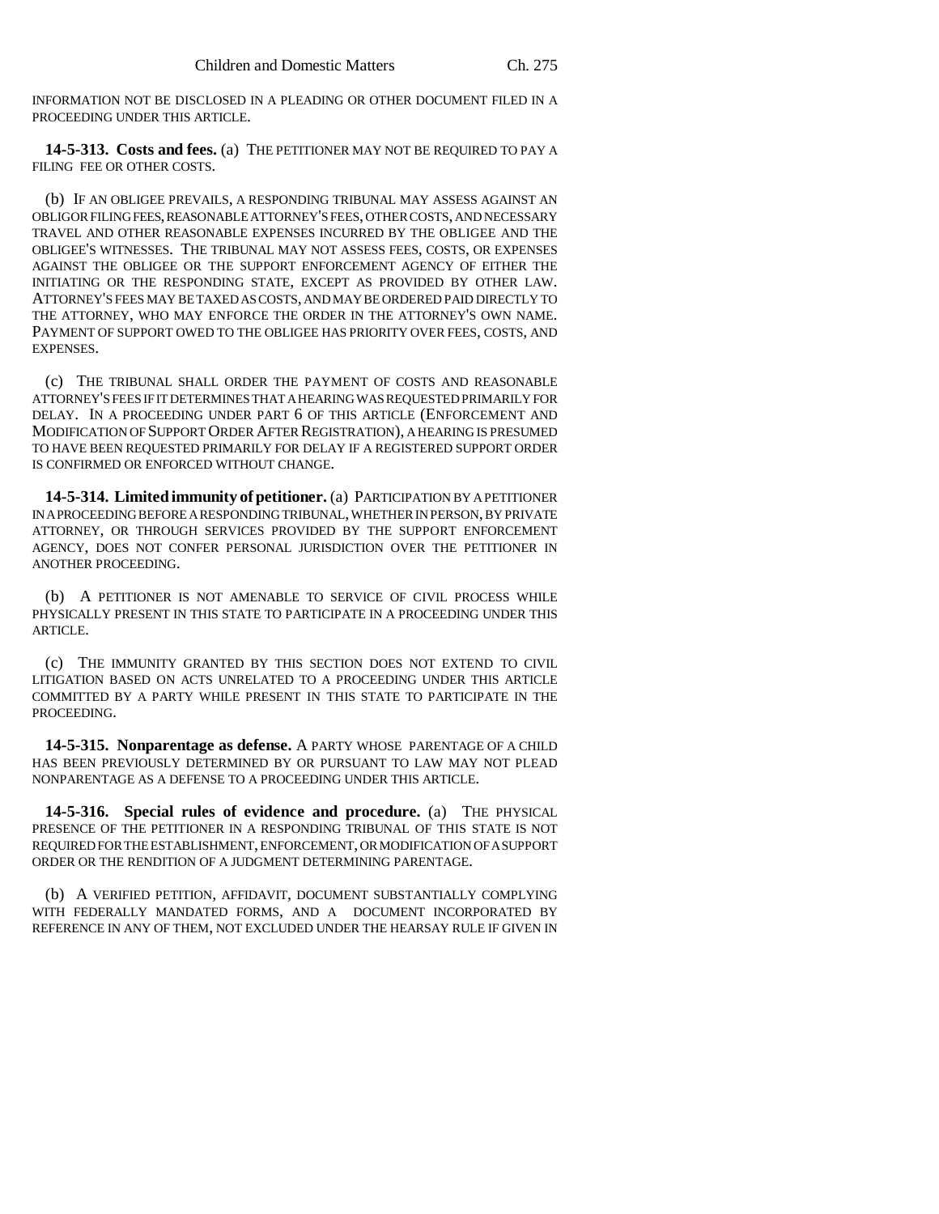INFORMATION NOT BE DISCLOSED IN A PLEADING OR OTHER DOCUMENT FILED IN A PROCEEDING UNDER THIS ARTICLE.

**14-5-313. Costs and fees.** (a) THE PETITIONER MAY NOT BE REQUIRED TO PAY A FILING FEE OR OTHER COSTS.

(b) IF AN OBLIGEE PREVAILS, A RESPONDING TRIBUNAL MAY ASSESS AGAINST AN OBLIGOR FILING FEES, REASONABLE ATTORNEY'S FEES, OTHER COSTS, AND NECESSARY TRAVEL AND OTHER REASONABLE EXPENSES INCURRED BY THE OBLIGEE AND THE OBLIGEE'S WITNESSES. THE TRIBUNAL MAY NOT ASSESS FEES, COSTS, OR EXPENSES AGAINST THE OBLIGEE OR THE SUPPORT ENFORCEMENT AGENCY OF EITHER THE INITIATING OR THE RESPONDING STATE, EXCEPT AS PROVIDED BY OTHER LAW. ATTORNEY'S FEES MAY BE TAXED AS COSTS, AND MAY BE ORDERED PAID DIRECTLY TO THE ATTORNEY, WHO MAY ENFORCE THE ORDER IN THE ATTORNEY'S OWN NAME. PAYMENT OF SUPPORT OWED TO THE OBLIGEE HAS PRIORITY OVER FEES, COSTS, AND EXPENSES.

(c) THE TRIBUNAL SHALL ORDER THE PAYMENT OF COSTS AND REASONABLE ATTORNEY'S FEES IF IT DETERMINES THAT A HEARING WAS REQUESTED PRIMARILY FOR DELAY. IN A PROCEEDING UNDER PART 6 OF THIS ARTICLE (ENFORCEMENT AND MODIFICATION OF SUPPORT ORDER AFTER REGISTRATION), A HEARING IS PRESUMED TO HAVE BEEN REQUESTED PRIMARILY FOR DELAY IF A REGISTERED SUPPORT ORDER IS CONFIRMED OR ENFORCED WITHOUT CHANGE.

**14-5-314. Limited immunity of petitioner.** (a) PARTICIPATION BY A PETITIONER IN A PROCEEDING BEFORE A RESPONDING TRIBUNAL, WHETHER IN PERSON, BY PRIVATE ATTORNEY, OR THROUGH SERVICES PROVIDED BY THE SUPPORT ENFORCEMENT AGENCY, DOES NOT CONFER PERSONAL JURISDICTION OVER THE PETITIONER IN ANOTHER PROCEEDING.

(b) A PETITIONER IS NOT AMENABLE TO SERVICE OF CIVIL PROCESS WHILE PHYSICALLY PRESENT IN THIS STATE TO PARTICIPATE IN A PROCEEDING UNDER THIS ARTICLE.

(c) THE IMMUNITY GRANTED BY THIS SECTION DOES NOT EXTEND TO CIVIL LITIGATION BASED ON ACTS UNRELATED TO A PROCEEDING UNDER THIS ARTICLE COMMITTED BY A PARTY WHILE PRESENT IN THIS STATE TO PARTICIPATE IN THE PROCEEDING.

**14-5-315. Nonparentage as defense.** A PARTY WHOSE PARENTAGE OF A CHILD HAS BEEN PREVIOUSLY DETERMINED BY OR PURSUANT TO LAW MAY NOT PLEAD NONPARENTAGE AS A DEFENSE TO A PROCEEDING UNDER THIS ARTICLE.

**14-5-316. Special rules of evidence and procedure.** (a) THE PHYSICAL PRESENCE OF THE PETITIONER IN A RESPONDING TRIBUNAL OF THIS STATE IS NOT REQUIRED FOR THE ESTABLISHMENT, ENFORCEMENT, OR MODIFICATION OF A SUPPORT ORDER OR THE RENDITION OF A JUDGMENT DETERMINING PARENTAGE.

(b) A VERIFIED PETITION, AFFIDAVIT, DOCUMENT SUBSTANTIALLY COMPLYING WITH FEDERALLY MANDATED FORMS, AND A DOCUMENT INCORPORATED BY REFERENCE IN ANY OF THEM, NOT EXCLUDED UNDER THE HEARSAY RULE IF GIVEN IN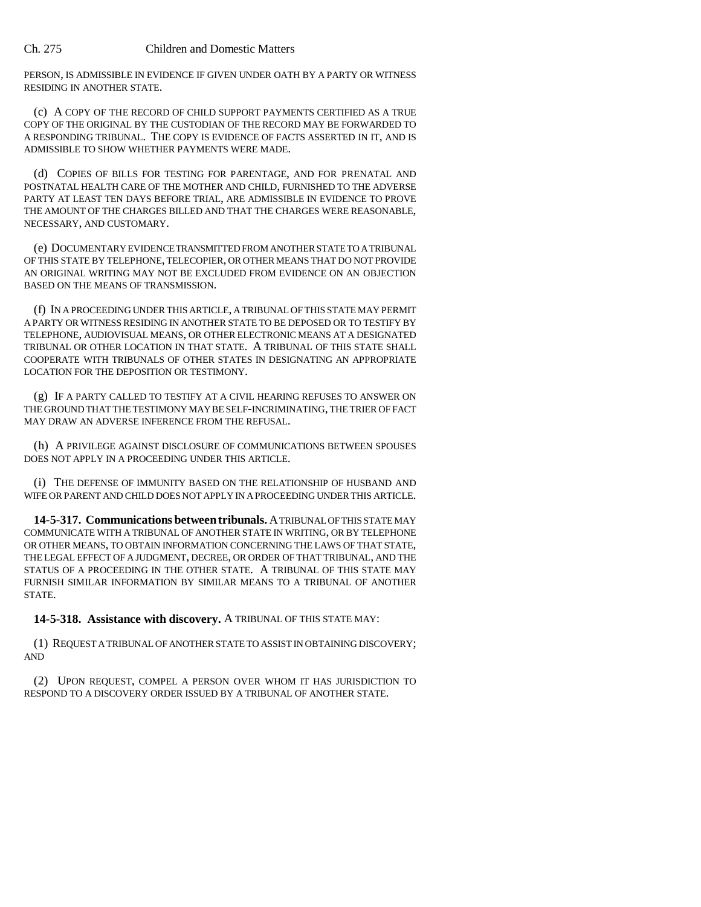PERSON, IS ADMISSIBLE IN EVIDENCE IF GIVEN UNDER OATH BY A PARTY OR WITNESS RESIDING IN ANOTHER STATE.

(c) A COPY OF THE RECORD OF CHILD SUPPORT PAYMENTS CERTIFIED AS A TRUE COPY OF THE ORIGINAL BY THE CUSTODIAN OF THE RECORD MAY BE FORWARDED TO A RESPONDING TRIBUNAL. THE COPY IS EVIDENCE OF FACTS ASSERTED IN IT, AND IS ADMISSIBLE TO SHOW WHETHER PAYMENTS WERE MADE.

(d) COPIES OF BILLS FOR TESTING FOR PARENTAGE, AND FOR PRENATAL AND POSTNATAL HEALTH CARE OF THE MOTHER AND CHILD, FURNISHED TO THE ADVERSE PARTY AT LEAST TEN DAYS BEFORE TRIAL, ARE ADMISSIBLE IN EVIDENCE TO PROVE THE AMOUNT OF THE CHARGES BILLED AND THAT THE CHARGES WERE REASONABLE, NECESSARY, AND CUSTOMARY.

(e) DOCUMENTARY EVIDENCE TRANSMITTED FROM ANOTHER STATE TO A TRIBUNAL OF THIS STATE BY TELEPHONE, TELECOPIER, OR OTHER MEANS THAT DO NOT PROVIDE AN ORIGINAL WRITING MAY NOT BE EXCLUDED FROM EVIDENCE ON AN OBJECTION BASED ON THE MEANS OF TRANSMISSION.

(f) IN A PROCEEDING UNDER THIS ARTICLE, A TRIBUNAL OF THIS STATE MAY PERMIT A PARTY OR WITNESS RESIDING IN ANOTHER STATE TO BE DEPOSED OR TO TESTIFY BY TELEPHONE, AUDIOVISUAL MEANS, OR OTHER ELECTRONIC MEANS AT A DESIGNATED TRIBUNAL OR OTHER LOCATION IN THAT STATE. A TRIBUNAL OF THIS STATE SHALL COOPERATE WITH TRIBUNALS OF OTHER STATES IN DESIGNATING AN APPROPRIATE LOCATION FOR THE DEPOSITION OR TESTIMONY.

(g) IF A PARTY CALLED TO TESTIFY AT A CIVIL HEARING REFUSES TO ANSWER ON THE GROUND THAT THE TESTIMONY MAY BE SELF-INCRIMINATING, THE TRIER OF FACT MAY DRAW AN ADVERSE INFERENCE FROM THE REFUSAL.

(h) A PRIVILEGE AGAINST DISCLOSURE OF COMMUNICATIONS BETWEEN SPOUSES DOES NOT APPLY IN A PROCEEDING UNDER THIS ARTICLE.

(i) THE DEFENSE OF IMMUNITY BASED ON THE RELATIONSHIP OF HUSBAND AND WIFE OR PARENT AND CHILD DOES NOT APPLY IN A PROCEEDING UNDER THIS ARTICLE.

**14-5-317. Communications between tribunals.** A TRIBUNAL OF THIS STATE MAY COMMUNICATE WITH A TRIBUNAL OF ANOTHER STATE IN WRITING, OR BY TELEPHONE OR OTHER MEANS, TO OBTAIN INFORMATION CONCERNING THE LAWS OF THAT STATE, THE LEGAL EFFECT OF A JUDGMENT, DECREE, OR ORDER OF THAT TRIBUNAL, AND THE STATUS OF A PROCEEDING IN THE OTHER STATE. A TRIBUNAL OF THIS STATE MAY FURNISH SIMILAR INFORMATION BY SIMILAR MEANS TO A TRIBUNAL OF ANOTHER STATE.

**14-5-318. Assistance with discovery.** A TRIBUNAL OF THIS STATE MAY:

(1) REQUEST A TRIBUNAL OF ANOTHER STATE TO ASSIST IN OBTAINING DISCOVERY; AND

(2) UPON REQUEST, COMPEL A PERSON OVER WHOM IT HAS JURISDICTION TO RESPOND TO A DISCOVERY ORDER ISSUED BY A TRIBUNAL OF ANOTHER STATE.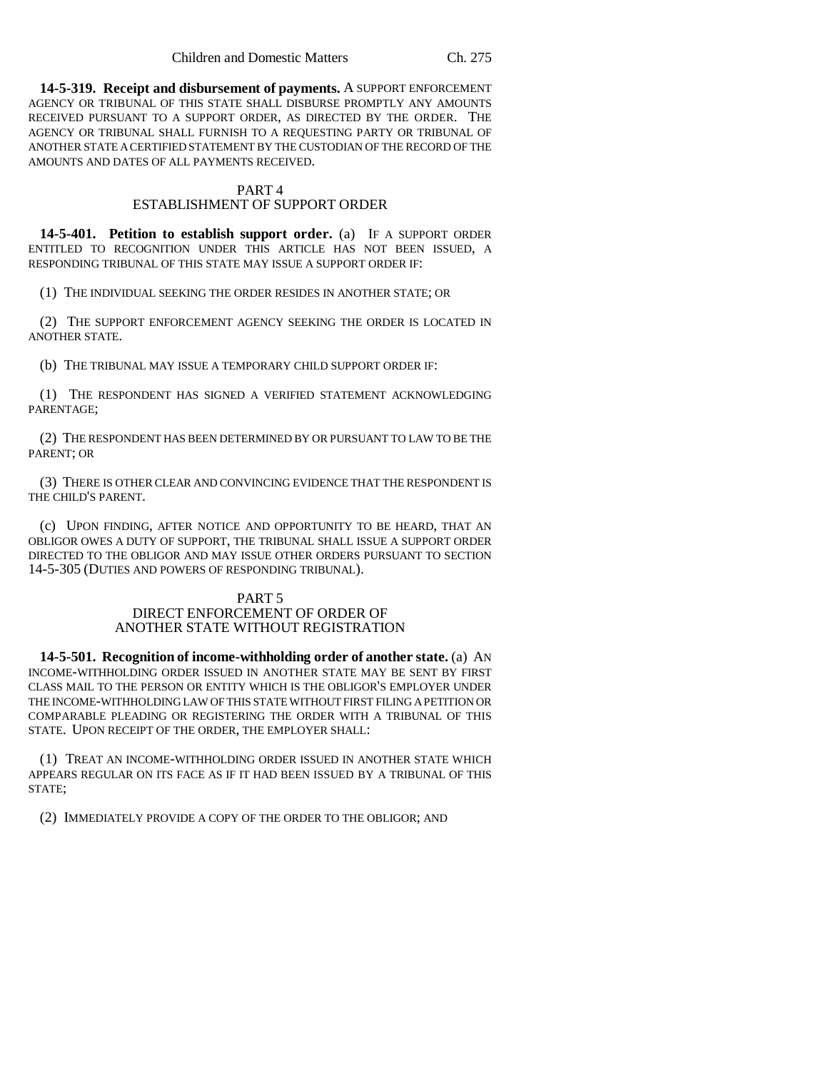**14-5-319. Receipt and disbursement of payments.** A SUPPORT ENFORCEMENT AGENCY OR TRIBUNAL OF THIS STATE SHALL DISBURSE PROMPTLY ANY AMOUNTS RECEIVED PURSUANT TO A SUPPORT ORDER, AS DIRECTED BY THE ORDER. THE AGENCY OR TRIBUNAL SHALL FURNISH TO A REQUESTING PARTY OR TRIBUNAL OF ANOTHER STATE A CERTIFIED STATEMENT BY THE CUSTODIAN OF THE RECORD OF THE AMOUNTS AND DATES OF ALL PAYMENTS RECEIVED.

## PART 4
## ESTABLISHMENT OF SUPPORT ORDER

**14-5-401. Petition to establish support order.** (a) IF A SUPPORT ORDER ENTITLED TO RECOGNITION UNDER THIS ARTICLE HAS NOT BEEN ISSUED, A RESPONDING TRIBUNAL OF THIS STATE MAY ISSUE A SUPPORT ORDER IF:

(1) THE INDIVIDUAL SEEKING THE ORDER RESIDES IN ANOTHER STATE; OR

(2) THE SUPPORT ENFORCEMENT AGENCY SEEKING THE ORDER IS LOCATED IN ANOTHER STATE.

(b) THE TRIBUNAL MAY ISSUE A TEMPORARY CHILD SUPPORT ORDER IF:

(1) THE RESPONDENT HAS SIGNED A VERIFIED STATEMENT ACKNOWLEDGING PARENTAGE;

(2) THE RESPONDENT HAS BEEN DETERMINED BY OR PURSUANT TO LAW TO BE THE PARENT; OR

(3) THERE IS OTHER CLEAR AND CONVINCING EVIDENCE THAT THE RESPONDENT IS THE CHILD'S PARENT.

(c) UPON FINDING, AFTER NOTICE AND OPPORTUNITY TO BE HEARD, THAT AN OBLIGOR OWES A DUTY OF SUPPORT, THE TRIBUNAL SHALL ISSUE A SUPPORT ORDER DIRECTED TO THE OBLIGOR AND MAY ISSUE OTHER ORDERS PURSUANT TO SECTION 14-5-305 (DUTIES AND POWERS OF RESPONDING TRIBUNAL).

## PART 5
## DIRECT ENFORCEMENT OF ORDER OF ANOTHER STATE WITHOUT REGISTRATION

**14-5-501. Recognition of income-withholding order of another state.** (a) AN INCOME-WITHHOLDING ORDER ISSUED IN ANOTHER STATE MAY BE SENT BY FIRST CLASS MAIL TO THE PERSON OR ENTITY WHICH IS THE OBLIGOR'S EMPLOYER UNDER THE INCOME-WITHHOLDING LAW OF THIS STATE WITHOUT FIRST FILING A PETITION OR COMPARABLE PLEADING OR REGISTERING THE ORDER WITH A TRIBUNAL OF THIS STATE. UPON RECEIPT OF THE ORDER, THE EMPLOYER SHALL:

(1) TREAT AN INCOME-WITHHOLDING ORDER ISSUED IN ANOTHER STATE WHICH APPEARS REGULAR ON ITS FACE AS IF IT HAD BEEN ISSUED BY A TRIBUNAL OF THIS STATE;

(2) IMMEDIATELY PROVIDE A COPY OF THE ORDER TO THE OBLIGOR; AND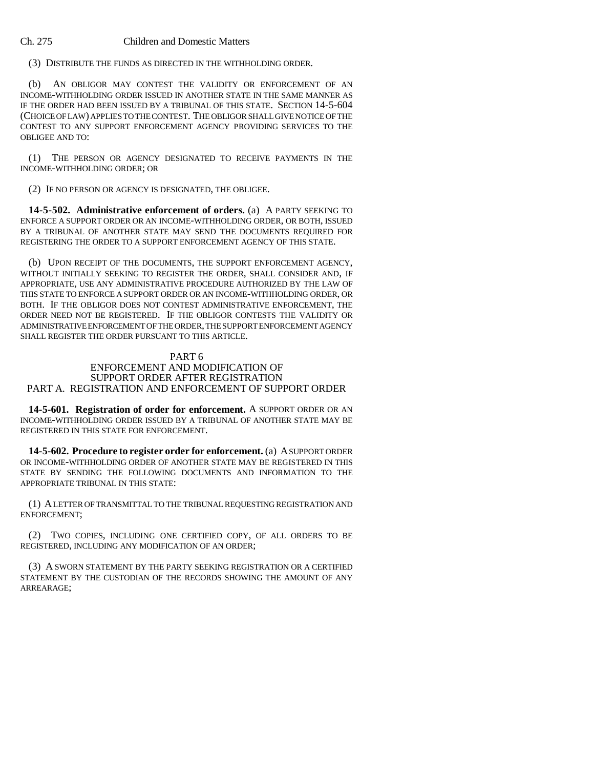(3) DISTRIBUTE THE FUNDS AS DIRECTED IN THE WITHHOLDING ORDER.

(b) AN OBLIGOR MAY CONTEST THE VALIDITY OR ENFORCEMENT OF AN INCOME-WITHHOLDING ORDER ISSUED IN ANOTHER STATE IN THE SAME MANNER AS IF THE ORDER HAD BEEN ISSUED BY A TRIBUNAL OF THIS STATE. SECTION 14-5-604 (CHOICE OF LAW) APPLIES TO THE CONTEST. THE OBLIGOR SHALL GIVE NOTICE OF THE CONTEST TO ANY SUPPORT ENFORCEMENT AGENCY PROVIDING SERVICES TO THE OBLIGEE AND TO:

(1) THE PERSON OR AGENCY DESIGNATED TO RECEIVE PAYMENTS IN THE INCOME-WITHHOLDING ORDER; OR

(2) IF NO PERSON OR AGENCY IS DESIGNATED, THE OBLIGEE.

**14-5-502. Administrative enforcement of orders.** (a) A PARTY SEEKING TO ENFORCE A SUPPORT ORDER OR AN INCOME-WITHHOLDING ORDER, OR BOTH, ISSUED BY A TRIBUNAL OF ANOTHER STATE MAY SEND THE DOCUMENTS REQUIRED FOR REGISTERING THE ORDER TO A SUPPORT ENFORCEMENT AGENCY OF THIS STATE.

(b) UPON RECEIPT OF THE DOCUMENTS, THE SUPPORT ENFORCEMENT AGENCY, WITHOUT INITIALLY SEEKING TO REGISTER THE ORDER, SHALL CONSIDER AND, IF APPROPRIATE, USE ANY ADMINISTRATIVE PROCEDURE AUTHORIZED BY THE LAW OF THIS STATE TO ENFORCE A SUPPORT ORDER OR AN INCOME-WITHHOLDING ORDER, OR BOTH. IF THE OBLIGOR DOES NOT CONTEST ADMINISTRATIVE ENFORCEMENT, THE ORDER NEED NOT BE REGISTERED. IF THE OBLIGOR CONTESTS THE VALIDITY OR ADMINISTRATIVE ENFORCEMENT OF THE ORDER, THE SUPPORT ENFORCEMENT AGENCY SHALL REGISTER THE ORDER PURSUANT TO THIS ARTICLE.

## PART 6
## ENFORCEMENT AND MODIFICATION OF SUPPORT ORDER AFTER REGISTRATION
## PART A. REGISTRATION AND ENFORCEMENT OF SUPPORT ORDER

**14-5-601. Registration of order for enforcement.** A SUPPORT ORDER OR AN INCOME-WITHHOLDING ORDER ISSUED BY A TRIBUNAL OF ANOTHER STATE MAY BE REGISTERED IN THIS STATE FOR ENFORCEMENT.

**14-5-602. Procedure to register order for enforcement.** (a) A SUPPORT ORDER OR INCOME-WITHHOLDING ORDER OF ANOTHER STATE MAY BE REGISTERED IN THIS STATE BY SENDING THE FOLLOWING DOCUMENTS AND INFORMATION TO THE APPROPRIATE TRIBUNAL IN THIS STATE:

(1) A LETTER OF TRANSMITTAL TO THE TRIBUNAL REQUESTING REGISTRATION AND ENFORCEMENT;

(2) TWO COPIES, INCLUDING ONE CERTIFIED COPY, OF ALL ORDERS TO BE REGISTERED, INCLUDING ANY MODIFICATION OF AN ORDER;

(3) A SWORN STATEMENT BY THE PARTY SEEKING REGISTRATION OR A CERTIFIED STATEMENT BY THE CUSTODIAN OF THE RECORDS SHOWING THE AMOUNT OF ANY ARREARAGE;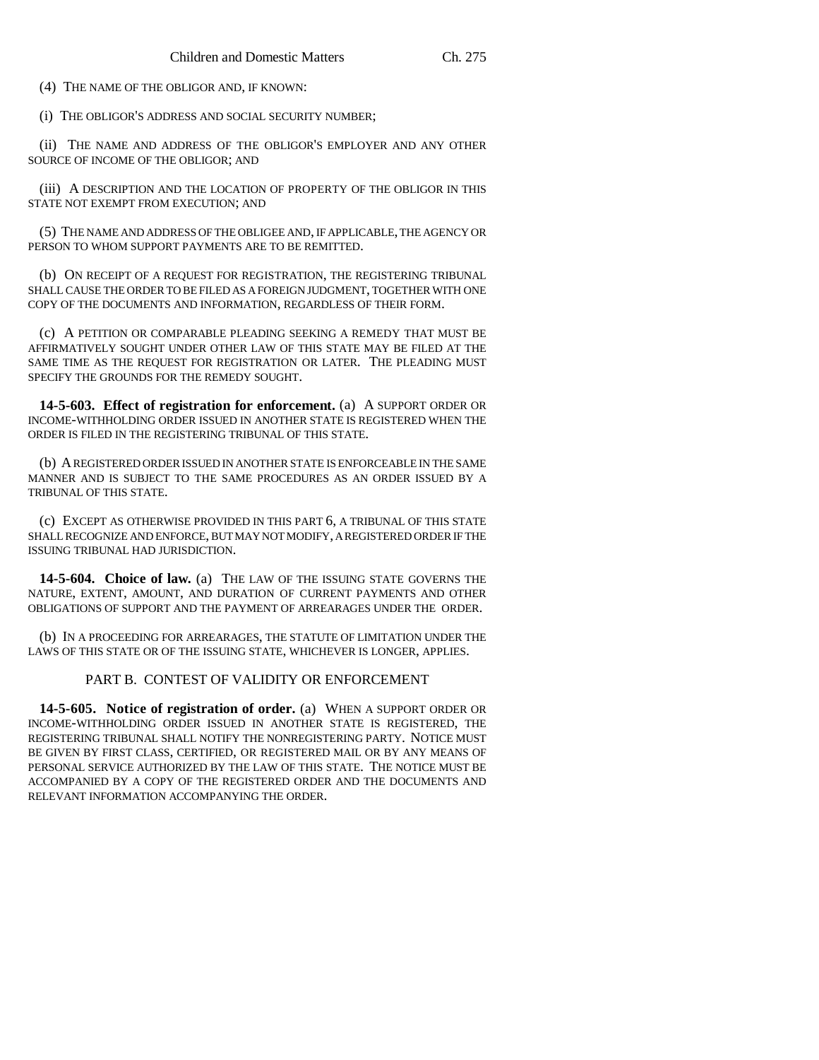(4) THE NAME OF THE OBLIGOR AND, IF KNOWN:

(i) THE OBLIGOR'S ADDRESS AND SOCIAL SECURITY NUMBER;

(ii) THE NAME AND ADDRESS OF THE OBLIGOR'S EMPLOYER AND ANY OTHER SOURCE OF INCOME OF THE OBLIGOR; AND

(iii) A DESCRIPTION AND THE LOCATION OF PROPERTY OF THE OBLIGOR IN THIS STATE NOT EXEMPT FROM EXECUTION; AND

(5) THE NAME AND ADDRESS OF THE OBLIGEE AND, IF APPLICABLE, THE AGENCY OR PERSON TO WHOM SUPPORT PAYMENTS ARE TO BE REMITTED.

(b) ON RECEIPT OF A REQUEST FOR REGISTRATION, THE REGISTERING TRIBUNAL SHALL CAUSE THE ORDER TO BE FILED AS A FOREIGN JUDGMENT, TOGETHER WITH ONE COPY OF THE DOCUMENTS AND INFORMATION, REGARDLESS OF THEIR FORM.

(c) A PETITION OR COMPARABLE PLEADING SEEKING A REMEDY THAT MUST BE AFFIRMATIVELY SOUGHT UNDER OTHER LAW OF THIS STATE MAY BE FILED AT THE SAME TIME AS THE REQUEST FOR REGISTRATION OR LATER. THE PLEADING MUST SPECIFY THE GROUNDS FOR THE REMEDY SOUGHT.

**14-5-603. Effect of registration for enforcement.** (a) A SUPPORT ORDER OR INCOME-WITHHOLDING ORDER ISSUED IN ANOTHER STATE IS REGISTERED WHEN THE ORDER IS FILED IN THE REGISTERING TRIBUNAL OF THIS STATE.

(b) A REGISTERED ORDER ISSUED IN ANOTHER STATE IS ENFORCEABLE IN THE SAME MANNER AND IS SUBJECT TO THE SAME PROCEDURES AS AN ORDER ISSUED BY A TRIBUNAL OF THIS STATE.

(c) EXCEPT AS OTHERWISE PROVIDED IN THIS PART 6, A TRIBUNAL OF THIS STATE SHALL RECOGNIZE AND ENFORCE, BUT MAY NOT MODIFY, A REGISTERED ORDER IF THE ISSUING TRIBUNAL HAD JURISDICTION.

**14-5-604. Choice of law.** (a) THE LAW OF THE ISSUING STATE GOVERNS THE NATURE, EXTENT, AMOUNT, AND DURATION OF CURRENT PAYMENTS AND OTHER OBLIGATIONS OF SUPPORT AND THE PAYMENT OF ARREARAGES UNDER THE ORDER.

(b) IN A PROCEEDING FOR ARREARAGES, THE STATUTE OF LIMITATION UNDER THE LAWS OF THIS STATE OR OF THE ISSUING STATE, WHICHEVER IS LONGER, APPLIES.

## PART B. CONTEST OF VALIDITY OR ENFORCEMENT

**14-5-605. Notice of registration of order.** (a) WHEN A SUPPORT ORDER OR INCOME-WITHHOLDING ORDER ISSUED IN ANOTHER STATE IS REGISTERED, THE REGISTERING TRIBUNAL SHALL NOTIFY THE NONREGISTERING PARTY. NOTICE MUST BE GIVEN BY FIRST CLASS, CERTIFIED, OR REGISTERED MAIL OR BY ANY MEANS OF PERSONAL SERVICE AUTHORIZED BY THE LAW OF THIS STATE. THE NOTICE MUST BE ACCOMPANIED BY A COPY OF THE REGISTERED ORDER AND THE DOCUMENTS AND RELEVANT INFORMATION ACCOMPANYING THE ORDER.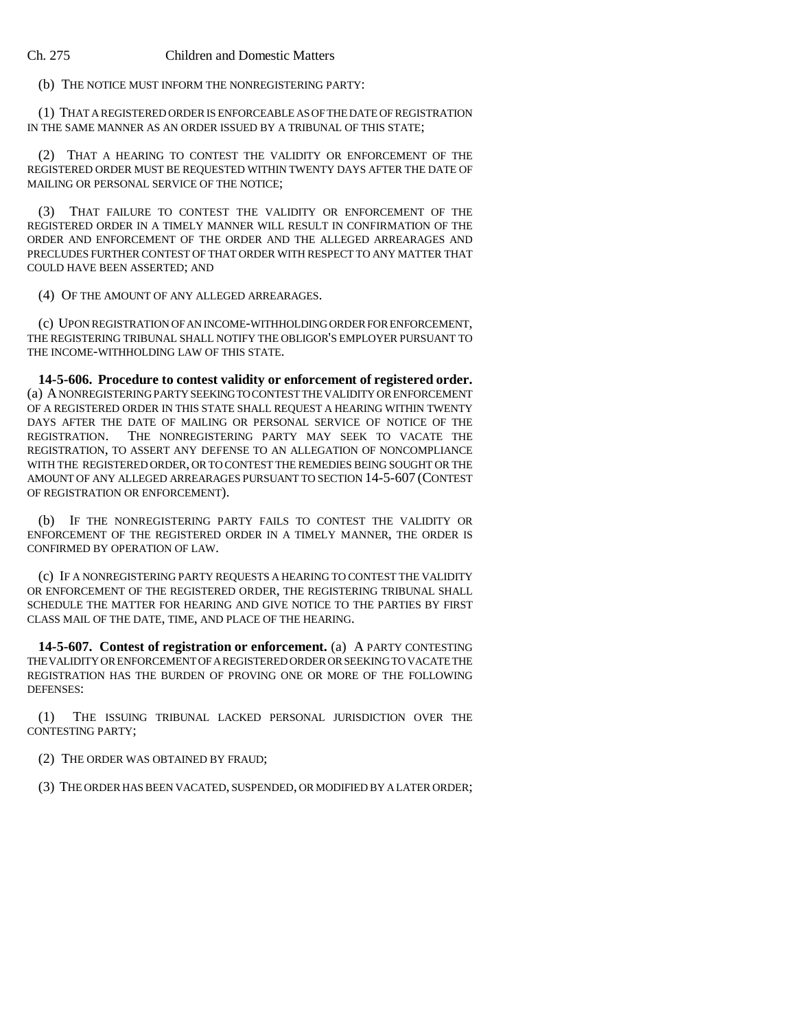(b) THE NOTICE MUST INFORM THE NONREGISTERING PARTY:

(1) THAT A REGISTERED ORDER IS ENFORCEABLE AS OF THE DATE OF REGISTRATION IN THE SAME MANNER AS AN ORDER ISSUED BY A TRIBUNAL OF THIS STATE;

(2) THAT A HEARING TO CONTEST THE VALIDITY OR ENFORCEMENT OF THE REGISTERED ORDER MUST BE REQUESTED WITHIN TWENTY DAYS AFTER THE DATE OF MAILING OR PERSONAL SERVICE OF THE NOTICE;

(3) THAT FAILURE TO CONTEST THE VALIDITY OR ENFORCEMENT OF THE REGISTERED ORDER IN A TIMELY MANNER WILL RESULT IN CONFIRMATION OF THE ORDER AND ENFORCEMENT OF THE ORDER AND THE ALLEGED ARREARAGES AND PRECLUDES FURTHER CONTEST OF THAT ORDER WITH RESPECT TO ANY MATTER THAT COULD HAVE BEEN ASSERTED; AND

(4) OF THE AMOUNT OF ANY ALLEGED ARREARAGES.

(c) UPON REGISTRATION OF AN INCOME-WITHHOLDING ORDER FOR ENFORCEMENT, THE REGISTERING TRIBUNAL SHALL NOTIFY THE OBLIGOR'S EMPLOYER PURSUANT TO THE INCOME-WITHHOLDING LAW OF THIS STATE.

**14-5-606. Procedure to contest validity or enforcement of registered order.** (a) A NONREGISTERING PARTY SEEKING TO CONTEST THE VALIDITY OR ENFORCEMENT OF A REGISTERED ORDER IN THIS STATE SHALL REQUEST A HEARING WITHIN TWENTY DAYS AFTER THE DATE OF MAILING OR PERSONAL SERVICE OF NOTICE OF THE REGISTRATION. THE NONREGISTERING PARTY MAY SEEK TO VACATE THE REGISTRATION, TO ASSERT ANY DEFENSE TO AN ALLEGATION OF NONCOMPLIANCE WITH THE REGISTERED ORDER, OR TO CONTEST THE REMEDIES BEING SOUGHT OR THE AMOUNT OF ANY ALLEGED ARREARAGES PURSUANT TO SECTION 14-5-607 (CONTEST OF REGISTRATION OR ENFORCEMENT).

(b) IF THE NONREGISTERING PARTY FAILS TO CONTEST THE VALIDITY OR ENFORCEMENT OF THE REGISTERED ORDER IN A TIMELY MANNER, THE ORDER IS CONFIRMED BY OPERATION OF LAW.

(c) IF A NONREGISTERING PARTY REQUESTS A HEARING TO CONTEST THE VALIDITY OR ENFORCEMENT OF THE REGISTERED ORDER, THE REGISTERING TRIBUNAL SHALL SCHEDULE THE MATTER FOR HEARING AND GIVE NOTICE TO THE PARTIES BY FIRST CLASS MAIL OF THE DATE, TIME, AND PLACE OF THE HEARING.

**14-5-607. Contest of registration or enforcement.** (a) A PARTY CONTESTING THE VALIDITY OR ENFORCEMENT OF A REGISTERED ORDER OR SEEKING TO VACATE THE REGISTRATION HAS THE BURDEN OF PROVING ONE OR MORE OF THE FOLLOWING DEFENSES:

(1) THE ISSUING TRIBUNAL LACKED PERSONAL JURISDICTION OVER THE CONTESTING PARTY;

(2) THE ORDER WAS OBTAINED BY FRAUD;

(3) THE ORDER HAS BEEN VACATED, SUSPENDED, OR MODIFIED BY A LATER ORDER;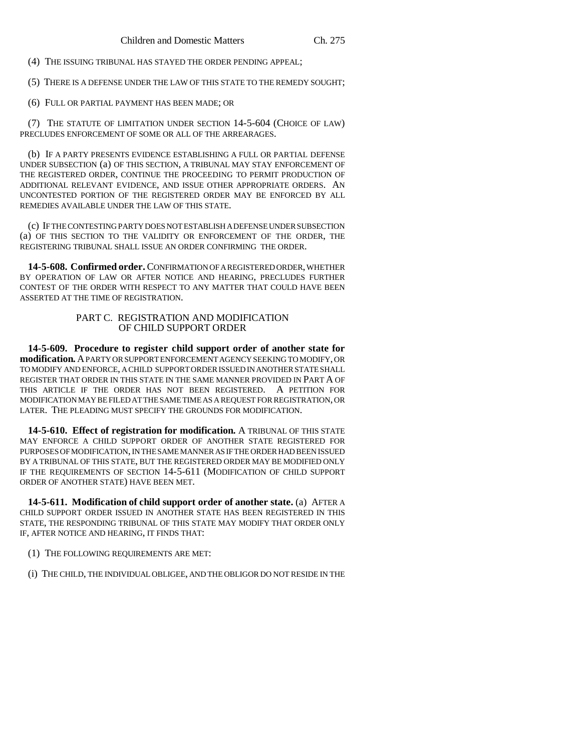(4) THE ISSUING TRIBUNAL HAS STAYED THE ORDER PENDING APPEAL;

(5) THERE IS A DEFENSE UNDER THE LAW OF THIS STATE TO THE REMEDY SOUGHT;

(6) FULL OR PARTIAL PAYMENT HAS BEEN MADE; OR

(7) THE STATUTE OF LIMITATION UNDER SECTION 14-5-604 (CHOICE OF LAW) PRECLUDES ENFORCEMENT OF SOME OR ALL OF THE ARREARAGES.

(b) IF A PARTY PRESENTS EVIDENCE ESTABLISHING A FULL OR PARTIAL DEFENSE UNDER SUBSECTION (a) OF THIS SECTION, A TRIBUNAL MAY STAY ENFORCEMENT OF THE REGISTERED ORDER, CONTINUE THE PROCEEDING TO PERMIT PRODUCTION OF ADDITIONAL RELEVANT EVIDENCE, AND ISSUE OTHER APPROPRIATE ORDERS. AN UNCONTESTED PORTION OF THE REGISTERED ORDER MAY BE ENFORCED BY ALL REMEDIES AVAILABLE UNDER THE LAW OF THIS STATE.

(c) IF THE CONTESTING PARTY DOES NOT ESTABLISH A DEFENSE UNDER SUBSECTION (a) OF THIS SECTION TO THE VALIDITY OR ENFORCEMENT OF THE ORDER, THE REGISTERING TRIBUNAL SHALL ISSUE AN ORDER CONFIRMING THE ORDER.

**14-5-608. Confirmed order.** CONFIRMATION OF A REGISTERED ORDER, WHETHER BY OPERATION OF LAW OR AFTER NOTICE AND HEARING, PRECLUDES FURTHER CONTEST OF THE ORDER WITH RESPECT TO ANY MATTER THAT COULD HAVE BEEN ASSERTED AT THE TIME OF REGISTRATION.

## PART C. REGISTRATION AND MODIFICATION OF CHILD SUPPORT ORDER

**14-5-609. Procedure to register child support order of another state for modification.** A PARTY OR SUPPORT ENFORCEMENT AGENCY SEEKING TO MODIFY, OR TO MODIFY AND ENFORCE, A CHILD SUPPORT ORDER ISSUED IN ANOTHER STATE SHALL REGISTER THAT ORDER IN THIS STATE IN THE SAME MANNER PROVIDED IN PART A OF THIS ARTICLE IF THE ORDER HAS NOT BEEN REGISTERED. A PETITION FOR MODIFICATION MAY BE FILED AT THE SAME TIME AS A REQUEST FOR REGISTRATION, OR LATER. THE PLEADING MUST SPECIFY THE GROUNDS FOR MODIFICATION.

**14-5-610. Effect of registration for modification.** A TRIBUNAL OF THIS STATE MAY ENFORCE A CHILD SUPPORT ORDER OF ANOTHER STATE REGISTERED FOR PURPOSES OF MODIFICATION, IN THE SAME MANNER AS IF THE ORDER HAD BEEN ISSUED BY A TRIBUNAL OF THIS STATE, BUT THE REGISTERED ORDER MAY BE MODIFIED ONLY IF THE REQUIREMENTS OF SECTION 14-5-611 (MODIFICATION OF CHILD SUPPORT ORDER OF ANOTHER STATE) HAVE BEEN MET.

**14-5-611. Modification of child support order of another state.** (a) AFTER A CHILD SUPPORT ORDER ISSUED IN ANOTHER STATE HAS BEEN REGISTERED IN THIS STATE, THE RESPONDING TRIBUNAL OF THIS STATE MAY MODIFY THAT ORDER ONLY IF, AFTER NOTICE AND HEARING, IT FINDS THAT:

(1) THE FOLLOWING REQUIREMENTS ARE MET:

(i) THE CHILD, THE INDIVIDUAL OBLIGEE, AND THE OBLIGOR DO NOT RESIDE IN THE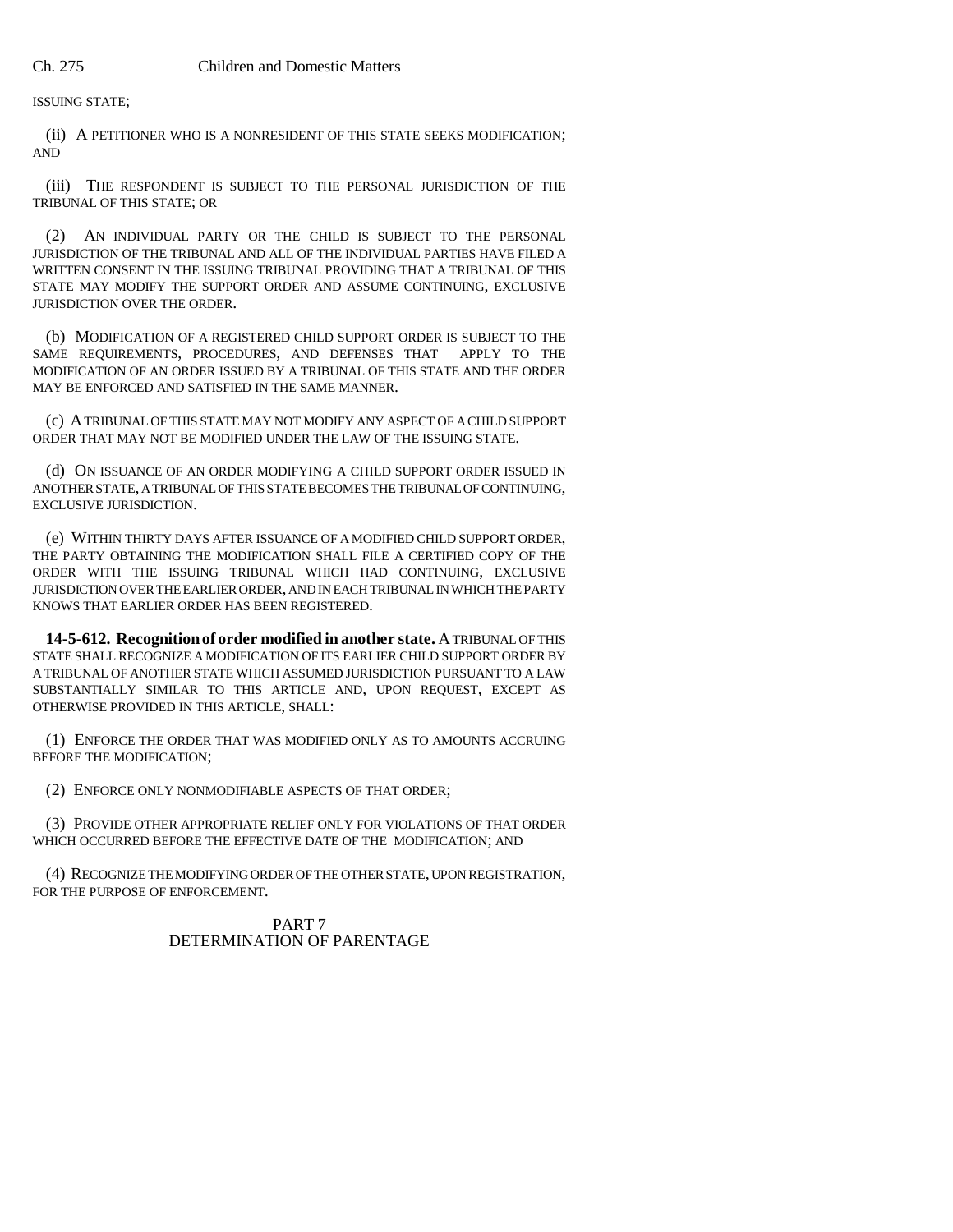ISSUING STATE;

(ii) A PETITIONER WHO IS A NONRESIDENT OF THIS STATE SEEKS MODIFICATION; AND

(iii) THE RESPONDENT IS SUBJECT TO THE PERSONAL JURISDICTION OF THE TRIBUNAL OF THIS STATE; OR

(2) AN INDIVIDUAL PARTY OR THE CHILD IS SUBJECT TO THE PERSONAL JURISDICTION OF THE TRIBUNAL AND ALL OF THE INDIVIDUAL PARTIES HAVE FILED A WRITTEN CONSENT IN THE ISSUING TRIBUNAL PROVIDING THAT A TRIBUNAL OF THIS STATE MAY MODIFY THE SUPPORT ORDER AND ASSUME CONTINUING, EXCLUSIVE JURISDICTION OVER THE ORDER.

(b) MODIFICATION OF A REGISTERED CHILD SUPPORT ORDER IS SUBJECT TO THE SAME REQUIREMENTS, PROCEDURES, AND DEFENSES THAT APPLY TO THE MODIFICATION OF AN ORDER ISSUED BY A TRIBUNAL OF THIS STATE AND THE ORDER MAY BE ENFORCED AND SATISFIED IN THE SAME MANNER.

(c) A TRIBUNAL OF THIS STATE MAY NOT MODIFY ANY ASPECT OF A CHILD SUPPORT ORDER THAT MAY NOT BE MODIFIED UNDER THE LAW OF THE ISSUING STATE.

(d) ON ISSUANCE OF AN ORDER MODIFYING A CHILD SUPPORT ORDER ISSUED IN ANOTHER STATE, A TRIBUNAL OF THIS STATE BECOMES THE TRIBUNAL OF CONTINUING, EXCLUSIVE JURISDICTION.

(e) WITHIN THIRTY DAYS AFTER ISSUANCE OF A MODIFIED CHILD SUPPORT ORDER, THE PARTY OBTAINING THE MODIFICATION SHALL FILE A CERTIFIED COPY OF THE ORDER WITH THE ISSUING TRIBUNAL WHICH HAD CONTINUING, EXCLUSIVE JURISDICTION OVER THE EARLIER ORDER, AND IN EACH TRIBUNAL IN WHICH THE PARTY KNOWS THAT EARLIER ORDER HAS BEEN REGISTERED.

**14-5-612. Recognition of order modified in another state.** A TRIBUNAL OF THIS STATE SHALL RECOGNIZE A MODIFICATION OF ITS EARLIER CHILD SUPPORT ORDER BY A TRIBUNAL OF ANOTHER STATE WHICH ASSUMED JURISDICTION PURSUANT TO A LAW SUBSTANTIALLY SIMILAR TO THIS ARTICLE AND, UPON REQUEST, EXCEPT AS OTHERWISE PROVIDED IN THIS ARTICLE, SHALL:

(1) ENFORCE THE ORDER THAT WAS MODIFIED ONLY AS TO AMOUNTS ACCRUING BEFORE THE MODIFICATION;

(2) ENFORCE ONLY NONMODIFIABLE ASPECTS OF THAT ORDER;

(3) PROVIDE OTHER APPROPRIATE RELIEF ONLY FOR VIOLATIONS OF THAT ORDER WHICH OCCURRED BEFORE THE EFFECTIVE DATE OF THE MODIFICATION; AND

(4) RECOGNIZE THE MODIFYING ORDER OF THE OTHER STATE, UPON REGISTRATION, FOR THE PURPOSE OF ENFORCEMENT.

## PART 7
## DETERMINATION OF PARENTAGE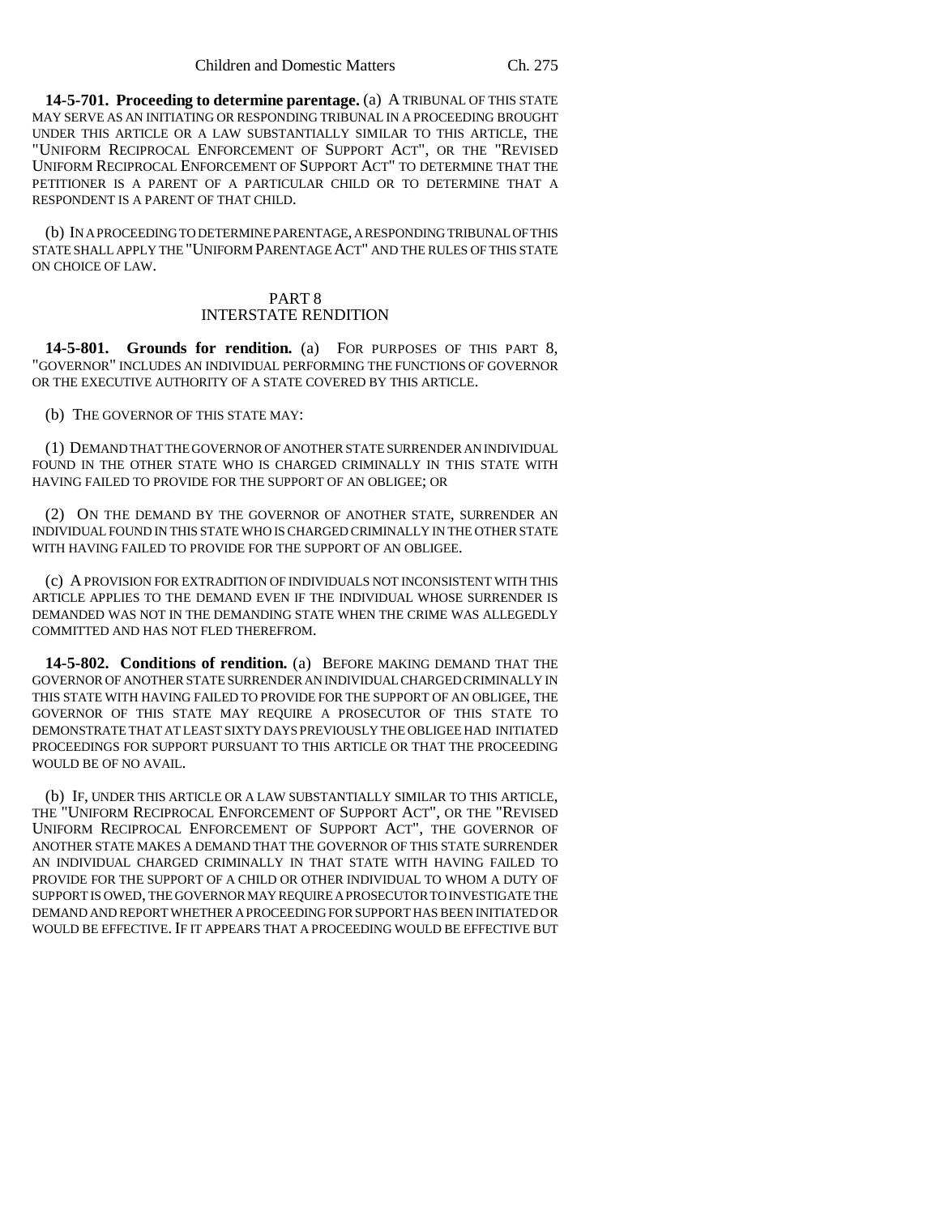**14-5-701. Proceeding to determine parentage.** (a) A TRIBUNAL OF THIS STATE MAY SERVE AS AN INITIATING OR RESPONDING TRIBUNAL IN A PROCEEDING BROUGHT UNDER THIS ARTICLE OR A LAW SUBSTANTIALLY SIMILAR TO THIS ARTICLE, THE "UNIFORM RECIPROCAL ENFORCEMENT OF SUPPORT ACT", OR THE "REVISED UNIFORM RECIPROCAL ENFORCEMENT OF SUPPORT ACT" TO DETERMINE THAT THE PETITIONER IS A PARENT OF A PARTICULAR CHILD OR TO DETERMINE THAT A RESPONDENT IS A PARENT OF THAT CHILD.

(b) IN A PROCEEDING TO DETERMINE PARENTAGE, A RESPONDING TRIBUNAL OF THIS STATE SHALL APPLY THE "UNIFORM PARENTAGE ACT" AND THE RULES OF THIS STATE ON CHOICE OF LAW.

## PART 8
## INTERSTATE RENDITION

**14-5-801. Grounds for rendition.** (a) FOR PURPOSES OF THIS PART 8, "GOVERNOR" INCLUDES AN INDIVIDUAL PERFORMING THE FUNCTIONS OF GOVERNOR OR THE EXECUTIVE AUTHORITY OF A STATE COVERED BY THIS ARTICLE.

(b) THE GOVERNOR OF THIS STATE MAY:

(1) DEMAND THAT THE GOVERNOR OF ANOTHER STATE SURRENDER AN INDIVIDUAL FOUND IN THE OTHER STATE WHO IS CHARGED CRIMINALLY IN THIS STATE WITH HAVING FAILED TO PROVIDE FOR THE SUPPORT OF AN OBLIGEE; OR

(2) ON THE DEMAND BY THE GOVERNOR OF ANOTHER STATE, SURRENDER AN INDIVIDUAL FOUND IN THIS STATE WHO IS CHARGED CRIMINALLY IN THE OTHER STATE WITH HAVING FAILED TO PROVIDE FOR THE SUPPORT OF AN OBLIGEE.

(c) A PROVISION FOR EXTRADITION OF INDIVIDUALS NOT INCONSISTENT WITH THIS ARTICLE APPLIES TO THE DEMAND EVEN IF THE INDIVIDUAL WHOSE SURRENDER IS DEMANDED WAS NOT IN THE DEMANDING STATE WHEN THE CRIME WAS ALLEGEDLY COMMITTED AND HAS NOT FLED THEREFROM.

**14-5-802. Conditions of rendition.** (a) BEFORE MAKING DEMAND THAT THE GOVERNOR OF ANOTHER STATE SURRENDER AN INDIVIDUAL CHARGED CRIMINALLY IN THIS STATE WITH HAVING FAILED TO PROVIDE FOR THE SUPPORT OF AN OBLIGEE, THE GOVERNOR OF THIS STATE MAY REQUIRE A PROSECUTOR OF THIS STATE TO DEMONSTRATE THAT AT LEAST SIXTY DAYS PREVIOUSLY THE OBLIGEE HAD INITIATED PROCEEDINGS FOR SUPPORT PURSUANT TO THIS ARTICLE OR THAT THE PROCEEDING WOULD BE OF NO AVAIL.

(b) IF, UNDER THIS ARTICLE OR A LAW SUBSTANTIALLY SIMILAR TO THIS ARTICLE, THE "UNIFORM RECIPROCAL ENFORCEMENT OF SUPPORT ACT", OR THE "REVISED UNIFORM RECIPROCAL ENFORCEMENT OF SUPPORT ACT", THE GOVERNOR OF ANOTHER STATE MAKES A DEMAND THAT THE GOVERNOR OF THIS STATE SURRENDER AN INDIVIDUAL CHARGED CRIMINALLY IN THAT STATE WITH HAVING FAILED TO PROVIDE FOR THE SUPPORT OF A CHILD OR OTHER INDIVIDUAL TO WHOM A DUTY OF SUPPORT IS OWED, THE GOVERNOR MAY REQUIRE A PROSECUTOR TO INVESTIGATE THE DEMAND AND REPORT WHETHER A PROCEEDING FOR SUPPORT HAS BEEN INITIATED OR WOULD BE EFFECTIVE. IF IT APPEARS THAT A PROCEEDING WOULD BE EFFECTIVE BUT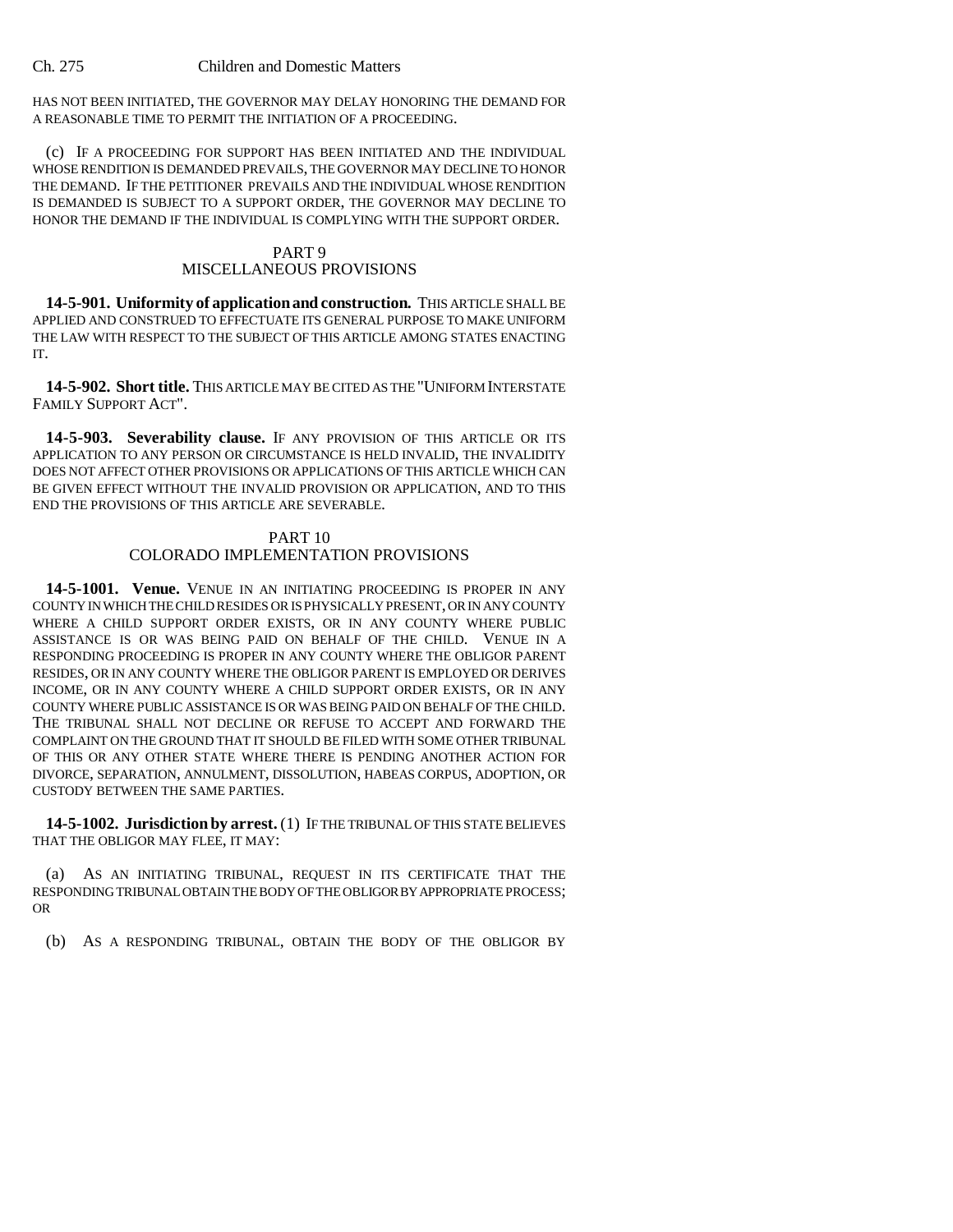HAS NOT BEEN INITIATED, THE GOVERNOR MAY DELAY HONORING THE DEMAND FOR A REASONABLE TIME TO PERMIT THE INITIATION OF A PROCEEDING.

(c) IF A PROCEEDING FOR SUPPORT HAS BEEN INITIATED AND THE INDIVIDUAL WHOSE RENDITION IS DEMANDED PREVAILS, THE GOVERNOR MAY DECLINE TO HONOR THE DEMAND. IF THE PETITIONER PREVAILS AND THE INDIVIDUAL WHOSE RENDITION IS DEMANDED IS SUBJECT TO A SUPPORT ORDER, THE GOVERNOR MAY DECLINE TO HONOR THE DEMAND IF THE INDIVIDUAL IS COMPLYING WITH THE SUPPORT ORDER.

## PART 9
## MISCELLANEOUS PROVISIONS

**14-5-901. Uniformity of application and construction.** THIS ARTICLE SHALL BE APPLIED AND CONSTRUED TO EFFECTUATE ITS GENERAL PURPOSE TO MAKE UNIFORM THE LAW WITH RESPECT TO THE SUBJECT OF THIS ARTICLE AMONG STATES ENACTING IT.

**14-5-902. Short title.** THIS ARTICLE MAY BE CITED AS THE "UNIFORM INTERSTATE FAMILY SUPPORT ACT".

**14-5-903. Severability clause.** IF ANY PROVISION OF THIS ARTICLE OR ITS APPLICATION TO ANY PERSON OR CIRCUMSTANCE IS HELD INVALID, THE INVALIDITY DOES NOT AFFECT OTHER PROVISIONS OR APPLICATIONS OF THIS ARTICLE WHICH CAN BE GIVEN EFFECT WITHOUT THE INVALID PROVISION OR APPLICATION, AND TO THIS END THE PROVISIONS OF THIS ARTICLE ARE SEVERABLE.

## PART 10
## COLORADO IMPLEMENTATION PROVISIONS

**14-5-1001. Venue.** VENUE IN AN INITIATING PROCEEDING IS PROPER IN ANY COUNTY IN WHICH THE CHILD RESIDES OR IS PHYSICALLY PRESENT, OR IN ANY COUNTY WHERE A CHILD SUPPORT ORDER EXISTS, OR IN ANY COUNTY WHERE PUBLIC ASSISTANCE IS OR WAS BEING PAID ON BEHALF OF THE CHILD. VENUE IN A RESPONDING PROCEEDING IS PROPER IN ANY COUNTY WHERE THE OBLIGOR PARENT RESIDES, OR IN ANY COUNTY WHERE THE OBLIGOR PARENT IS EMPLOYED OR DERIVES INCOME, OR IN ANY COUNTY WHERE A CHILD SUPPORT ORDER EXISTS, OR IN ANY COUNTY WHERE PUBLIC ASSISTANCE IS OR WAS BEING PAID ON BEHALF OF THE CHILD. THE TRIBUNAL SHALL NOT DECLINE OR REFUSE TO ACCEPT AND FORWARD THE COMPLAINT ON THE GROUND THAT IT SHOULD BE FILED WITH SOME OTHER TRIBUNAL OF THIS OR ANY OTHER STATE WHERE THERE IS PENDING ANOTHER ACTION FOR DIVORCE, SEPARATION, ANNULMENT, DISSOLUTION, HABEAS CORPUS, ADOPTION, OR CUSTODY BETWEEN THE SAME PARTIES.

**14-5-1002. Jurisdiction by arrest.** (1) IF THE TRIBUNAL OF THIS STATE BELIEVES THAT THE OBLIGOR MAY FLEE, IT MAY:

(a) AS AN INITIATING TRIBUNAL, REQUEST IN ITS CERTIFICATE THAT THE RESPONDING TRIBUNAL OBTAIN THE BODY OF THE OBLIGOR BY APPROPRIATE PROCESS; OR

(b) AS A RESPONDING TRIBUNAL, OBTAIN THE BODY OF THE OBLIGOR BY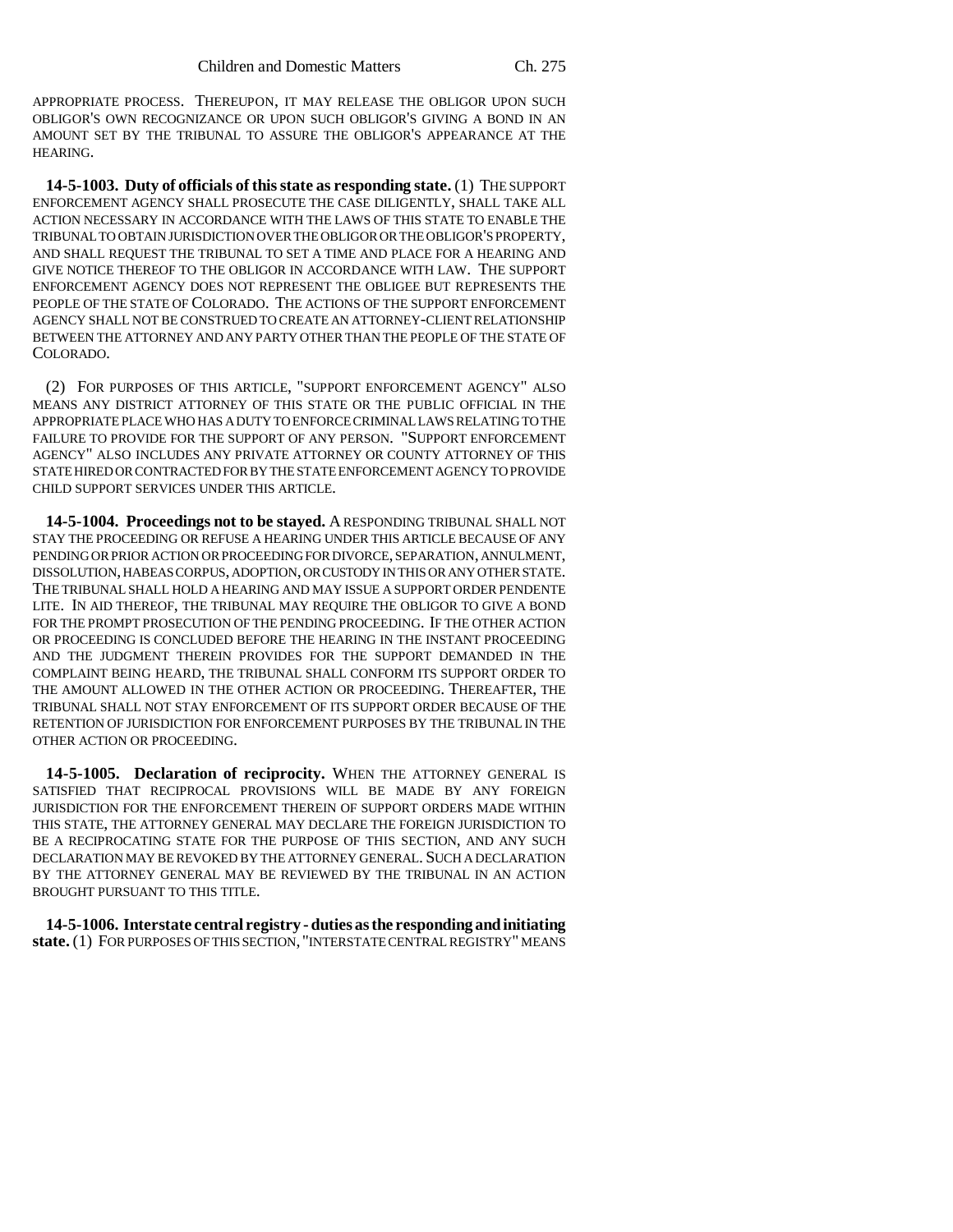APPROPRIATE PROCESS. THEREUPON, IT MAY RELEASE THE OBLIGOR UPON SUCH OBLIGOR'S OWN RECOGNIZANCE OR UPON SUCH OBLIGOR'S GIVING A BOND IN AN AMOUNT SET BY THE TRIBUNAL TO ASSURE THE OBLIGOR'S APPEARANCE AT THE HEARING.

**14-5-1003. Duty of officials of this state as responding state.** (1) THE SUPPORT ENFORCEMENT AGENCY SHALL PROSECUTE THE CASE DILIGENTLY, SHALL TAKE ALL ACTION NECESSARY IN ACCORDANCE WITH THE LAWS OF THIS STATE TO ENABLE THE TRIBUNAL TO OBTAIN JURISDICTION OVER THE OBLIGOR OR THE OBLIGOR'S PROPERTY, AND SHALL REQUEST THE TRIBUNAL TO SET A TIME AND PLACE FOR A HEARING AND GIVE NOTICE THEREOF TO THE OBLIGOR IN ACCORDANCE WITH LAW. THE SUPPORT ENFORCEMENT AGENCY DOES NOT REPRESENT THE OBLIGEE BUT REPRESENTS THE PEOPLE OF THE STATE OF COLORADO. THE ACTIONS OF THE SUPPORT ENFORCEMENT AGENCY SHALL NOT BE CONSTRUED TO CREATE AN ATTORNEY-CLIENT RELATIONSHIP BETWEEN THE ATTORNEY AND ANY PARTY OTHER THAN THE PEOPLE OF THE STATE OF COLORADO.

(2) FOR PURPOSES OF THIS ARTICLE, "SUPPORT ENFORCEMENT AGENCY" ALSO MEANS ANY DISTRICT ATTORNEY OF THIS STATE OR THE PUBLIC OFFICIAL IN THE APPROPRIATE PLACE WHO HAS A DUTY TO ENFORCE CRIMINAL LAWS RELATING TO THE FAILURE TO PROVIDE FOR THE SUPPORT OF ANY PERSON. "SUPPORT ENFORCEMENT AGENCY" ALSO INCLUDES ANY PRIVATE ATTORNEY OR COUNTY ATTORNEY OF THIS STATE HIRED OR CONTRACTED FOR BY THE STATE ENFORCEMENT AGENCY TO PROVIDE CHILD SUPPORT SERVICES UNDER THIS ARTICLE.

**14-5-1004. Proceedings not to be stayed.** A RESPONDING TRIBUNAL SHALL NOT STAY THE PROCEEDING OR REFUSE A HEARING UNDER THIS ARTICLE BECAUSE OF ANY PENDING OR PRIOR ACTION OR PROCEEDING FOR DIVORCE, SEPARATION, ANNULMENT, DISSOLUTION, HABEAS CORPUS, ADOPTION, OR CUSTODY IN THIS OR ANY OTHER STATE. THE TRIBUNAL SHALL HOLD A HEARING AND MAY ISSUE A SUPPORT ORDER PENDENTE LITE. IN AID THEREOF, THE TRIBUNAL MAY REQUIRE THE OBLIGOR TO GIVE A BOND FOR THE PROMPT PROSECUTION OF THE PENDING PROCEEDING. IF THE OTHER ACTION OR PROCEEDING IS CONCLUDED BEFORE THE HEARING IN THE INSTANT PROCEEDING AND THE JUDGMENT THEREIN PROVIDES FOR THE SUPPORT DEMANDED IN THE COMPLAINT BEING HEARD, THE TRIBUNAL SHALL CONFORM ITS SUPPORT ORDER TO THE AMOUNT ALLOWED IN THE OTHER ACTION OR PROCEEDING. THEREAFTER, THE TRIBUNAL SHALL NOT STAY ENFORCEMENT OF ITS SUPPORT ORDER BECAUSE OF THE RETENTION OF JURISDICTION FOR ENFORCEMENT PURPOSES BY THE TRIBUNAL IN THE OTHER ACTION OR PROCEEDING.

**14-5-1005. Declaration of reciprocity.** WHEN THE ATTORNEY GENERAL IS SATISFIED THAT RECIPROCAL PROVISIONS WILL BE MADE BY ANY FOREIGN JURISDICTION FOR THE ENFORCEMENT THEREIN OF SUPPORT ORDERS MADE WITHIN THIS STATE, THE ATTORNEY GENERAL MAY DECLARE THE FOREIGN JURISDICTION TO BE A RECIPROCATING STATE FOR THE PURPOSE OF THIS SECTION, AND ANY SUCH DECLARATION MAY BE REVOKED BY THE ATTORNEY GENERAL. SUCH A DECLARATION BY THE ATTORNEY GENERAL MAY BE REVIEWED BY THE TRIBUNAL IN AN ACTION BROUGHT PURSUANT TO THIS TITLE.

**14-5-1006. Interstate central registry - duties as the responding and initiating state.** (1) FOR PURPOSES OF THIS SECTION, "INTERSTATE CENTRAL REGISTRY" MEANS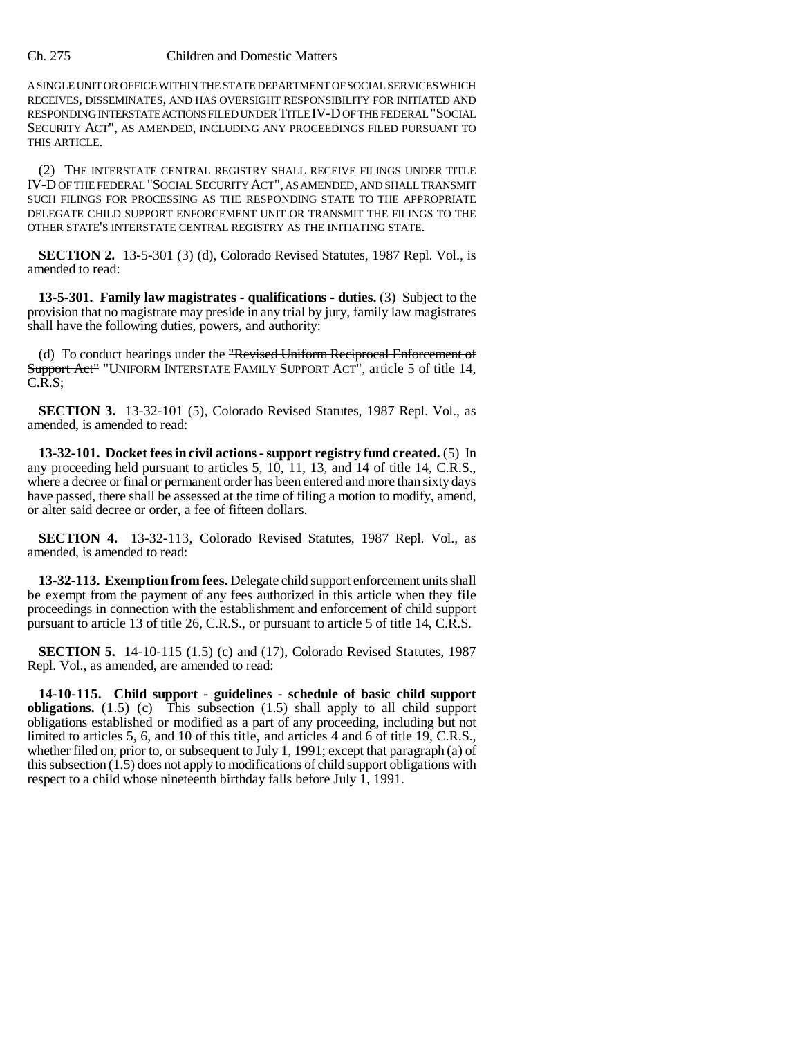A SINGLE UNIT OR OFFICE WITHIN THE STATE DEPARTMENT OF SOCIAL SERVICES WHICH RECEIVES, DISSEMINATES, AND HAS OVERSIGHT RESPONSIBILITY FOR INITIATED AND RESPONDING INTERSTATE ACTIONS FILED UNDER TITLE IV-D OF THE FEDERAL "SOCIAL SECURITY ACT", AS AMENDED, INCLUDING ANY PROCEEDINGS FILED PURSUANT TO THIS ARTICLE.

(2) THE INTERSTATE CENTRAL REGISTRY SHALL RECEIVE FILINGS UNDER TITLE IV-D OF THE FEDERAL "SOCIAL SECURITY ACT", AS AMENDED, AND SHALL TRANSMIT SUCH FILINGS FOR PROCESSING AS THE RESPONDING STATE TO THE APPROPRIATE DELEGATE CHILD SUPPORT ENFORCEMENT UNIT OR TRANSMIT THE FILINGS TO THE OTHER STATE'S INTERSTATE CENTRAL REGISTRY AS THE INITIATING STATE.

**SECTION 2.** 13-5-301 (3) (d), Colorado Revised Statutes, 1987 Repl. Vol., is amended to read:

**13-5-301. Family law magistrates - qualifications - duties.** (3) Subject to the provision that no magistrate may preside in any trial by jury, family law magistrates shall have the following duties, powers, and authority:

(d) To conduct hearings under the ~~"Revised Uniform Reciprocal Enforcement of Support Act"~~ "UNIFORM INTERSTATE FAMILY SUPPORT ACT", article 5 of title 14, C.R.S;

**SECTION 3.** 13-32-101 (5), Colorado Revised Statutes, 1987 Repl. Vol., as amended, is amended to read:

**13-32-101. Docket fees in civil actions - support registry fund created.** (5) In any proceeding held pursuant to articles 5, 10, 11, 13, and 14 of title 14, C.R.S., where a decree or final or permanent order has been entered and more than sixty days have passed, there shall be assessed at the time of filing a motion to modify, amend, or alter said decree or order, a fee of fifteen dollars.

**SECTION 4.** 13-32-113, Colorado Revised Statutes, 1987 Repl. Vol., as amended, is amended to read:

**13-32-113. Exemption from fees.** Delegate child support enforcement units shall be exempt from the payment of any fees authorized in this article when they file proceedings in connection with the establishment and enforcement of child support pursuant to article 13 of title 26, C.R.S., or pursuant to article 5 of title 14, C.R.S.

**SECTION 5.** 14-10-115 (1.5) (c) and (17), Colorado Revised Statutes, 1987 Repl. Vol., as amended, are amended to read:

**14-10-115. Child support - guidelines - schedule of basic child support obligations.** (1.5) (c) This subsection (1.5) shall apply to all child support obligations established or modified as a part of any proceeding, including but not limited to articles 5, 6, and 10 of this title, and articles 4 and 6 of title 19, C.R.S., whether filed on, prior to, or subsequent to July 1, 1991; except that paragraph (a) of this subsection (1.5) does not apply to modifications of child support obligations with respect to a child whose nineteenth birthday falls before July 1, 1991.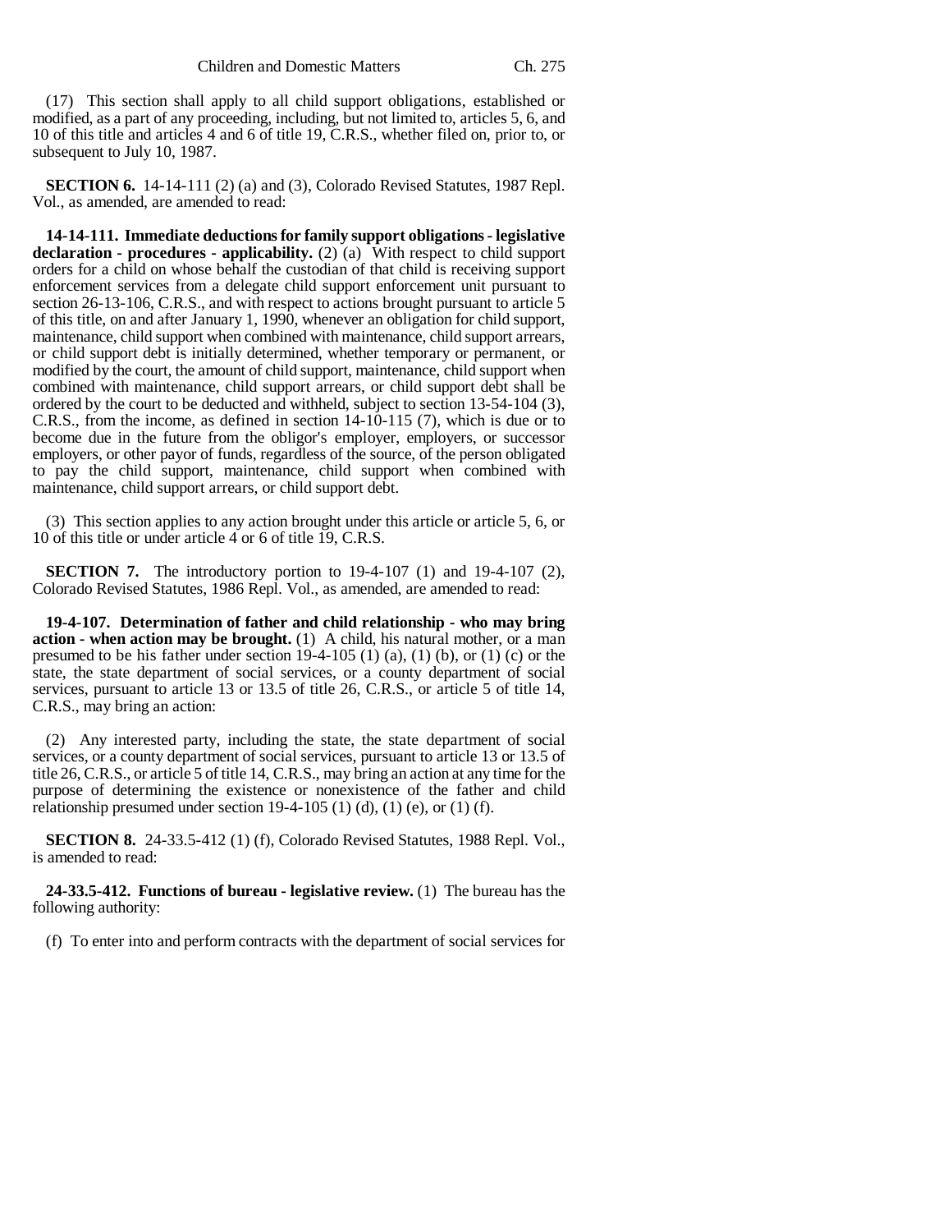(17) This section shall apply to all child support obligations, established or modified, as a part of any proceeding, including, but not limited to, articles 5, 6, and 10 of this title and articles 4 and 6 of title 19, C.R.S., whether filed on, prior to, or subsequent to July 10, 1987.

**SECTION 6.** 14-14-111 (2) (a) and (3), Colorado Revised Statutes, 1987 Repl. Vol., as amended, are amended to read:

**14-14-111. Immediate deductions for family support obligations - legislative declaration - procedures - applicability.** (2) (a) With respect to child support orders for a child on whose behalf the custodian of that child is receiving support enforcement services from a delegate child support enforcement unit pursuant to section 26-13-106, C.R.S., and with respect to actions brought pursuant to article 5 of this title, on and after January 1, 1990, whenever an obligation for child support, maintenance, child support when combined with maintenance, child support arrears, or child support debt is initially determined, whether temporary or permanent, or modified by the court, the amount of child support, maintenance, child support when combined with maintenance, child support arrears, or child support debt shall be ordered by the court to be deducted and withheld, subject to section 13-54-104 (3), C.R.S., from the income, as defined in section 14-10-115 (7), which is due or to become due in the future from the obligor's employer, employers, or successor employers, or other payor of funds, regardless of the source, of the person obligated to pay the child support, maintenance, child support when combined with maintenance, child support arrears, or child support debt.

(3) This section applies to any action brought under this article or article 5, 6, or 10 of this title or under article 4 or 6 of title 19, C.R.S.

**SECTION 7.** The introductory portion to 19-4-107 (1) and 19-4-107 (2), Colorado Revised Statutes, 1986 Repl. Vol., as amended, are amended to read:

**19-4-107. Determination of father and child relationship - who may bring action - when action may be brought.** (1) A child, his natural mother, or a man presumed to be his father under section 19-4-105 (1) (a), (1) (b), or (1) (c) or the state, the state department of social services, or a county department of social services, pursuant to article 13 or 13.5 of title 26, C.R.S., or article 5 of title 14, C.R.S., may bring an action:

(2) Any interested party, including the state, the state department of social services, or a county department of social services, pursuant to article 13 or 13.5 of title 26, C.R.S., or article 5 of title 14, C.R.S., may bring an action at any time for the purpose of determining the existence or nonexistence of the father and child relationship presumed under section 19-4-105 (1) (d), (1) (e), or (1) (f).

**SECTION 8.** 24-33.5-412 (1) (f), Colorado Revised Statutes, 1988 Repl. Vol., is amended to read:

**24-33.5-412. Functions of bureau - legislative review.** (1) The bureau has the following authority:

(f) To enter into and perform contracts with the department of social services for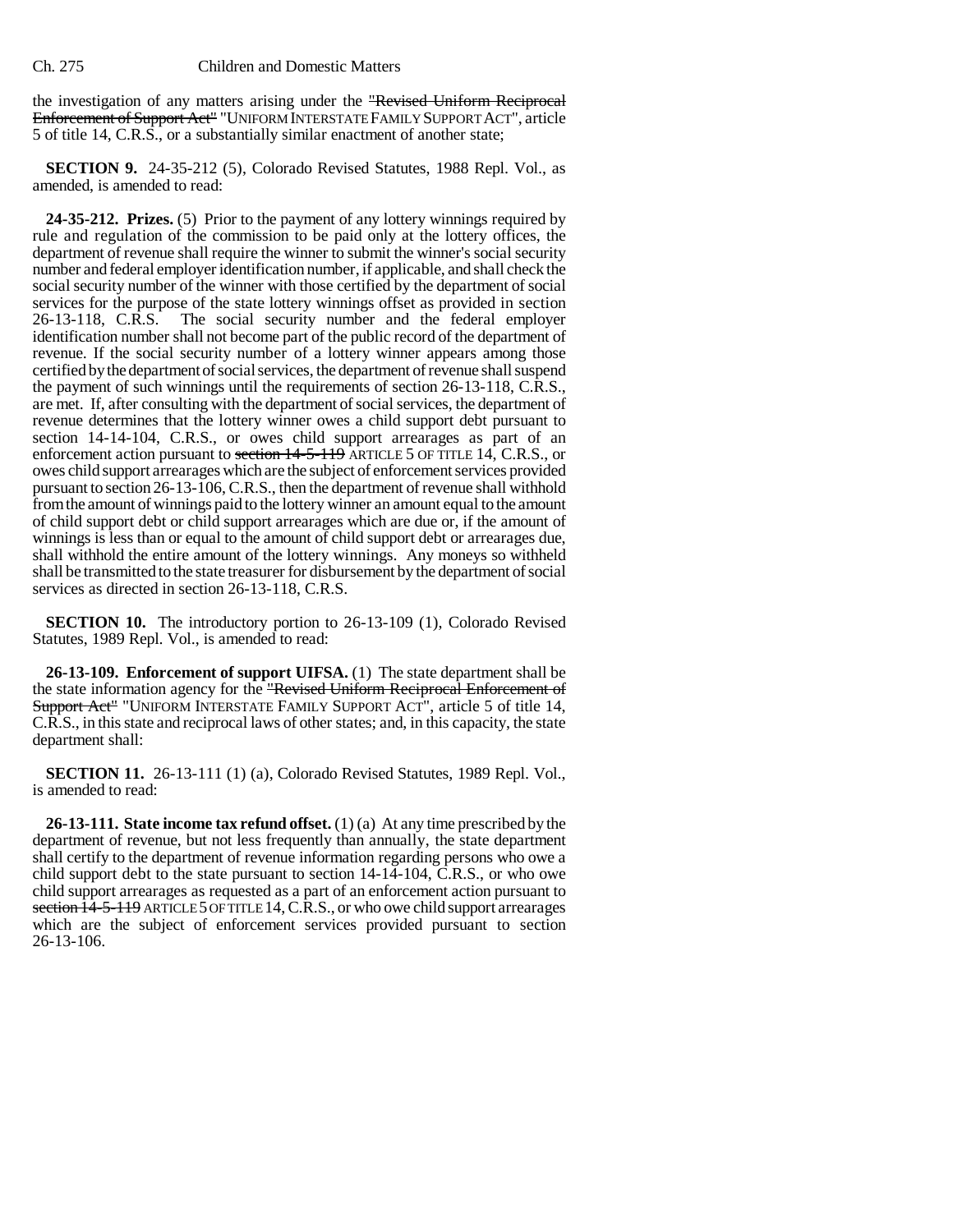the investigation of any matters arising under the ~~"Revised Uniform Reciprocal Enforcement of Support Act"~~ "UNIFORM INTERSTATE FAMILY SUPPORT ACT", article 5 of title 14, C.R.S., or a substantially similar enactment of another state;

**SECTION 9.** 24-35-212 (5), Colorado Revised Statutes, 1988 Repl. Vol., as amended, is amended to read:

**24-35-212. Prizes.** (5) Prior to the payment of any lottery winnings required by rule and regulation of the commission to be paid only at the lottery offices, the department of revenue shall require the winner to submit the winner's social security number and federal employer identification number, if applicable, and shall check the social security number of the winner with those certified by the department of social services for the purpose of the state lottery winnings offset as provided in section 26-13-118, C.R.S. The social security number and the federal employer identification number shall not become part of the public record of the department of revenue. If the social security number of a lottery winner appears among those certified by the department of social services, the department of revenue shall suspend the payment of such winnings until the requirements of section 26-13-118, C.R.S., are met. If, after consulting with the department of social services, the department of revenue determines that the lottery winner owes a child support debt pursuant to section 14-14-104, C.R.S., or owes child support arrearages as part of an enforcement action pursuant to ~~section 14-5-119~~ ARTICLE 5 OF TITLE 14, C.R.S., or owes child support arrearages which are the subject of enforcement services provided pursuant to section 26-13-106, C.R.S., then the department of revenue shall withhold from the amount of winnings paid to the lottery winner an amount equal to the amount of child support debt or child support arrearages which are due or, if the amount of winnings is less than or equal to the amount of child support debt or arrearages due, shall withhold the entire amount of the lottery winnings. Any moneys so withheld shall be transmitted to the state treasurer for disbursement by the department of social services as directed in section 26-13-118, C.R.S.

**SECTION 10.** The introductory portion to 26-13-109 (1), Colorado Revised Statutes, 1989 Repl. Vol., is amended to read:

**26-13-109. Enforcement of support UIFSA.** (1) The state department shall be the state information agency for the ~~"Revised Uniform Reciprocal Enforcement of Support Act"~~ "UNIFORM INTERSTATE FAMILY SUPPORT ACT", article 5 of title 14, C.R.S., in this state and reciprocal laws of other states; and, in this capacity, the state department shall:

**SECTION 11.** 26-13-111 (1) (a), Colorado Revised Statutes, 1989 Repl. Vol., is amended to read:

**26-13-111. State income tax refund offset.** (1) (a) At any time prescribed by the department of revenue, but not less frequently than annually, the state department shall certify to the department of revenue information regarding persons who owe a child support debt to the state pursuant to section 14-14-104, C.R.S., or who owe child support arrearages as requested as a part of an enforcement action pursuant to ~~section 14-5-119~~ ARTICLE 5 OF TITLE 14, C.R.S., or who owe child support arrearages which are the subject of enforcement services provided pursuant to section 26-13-106.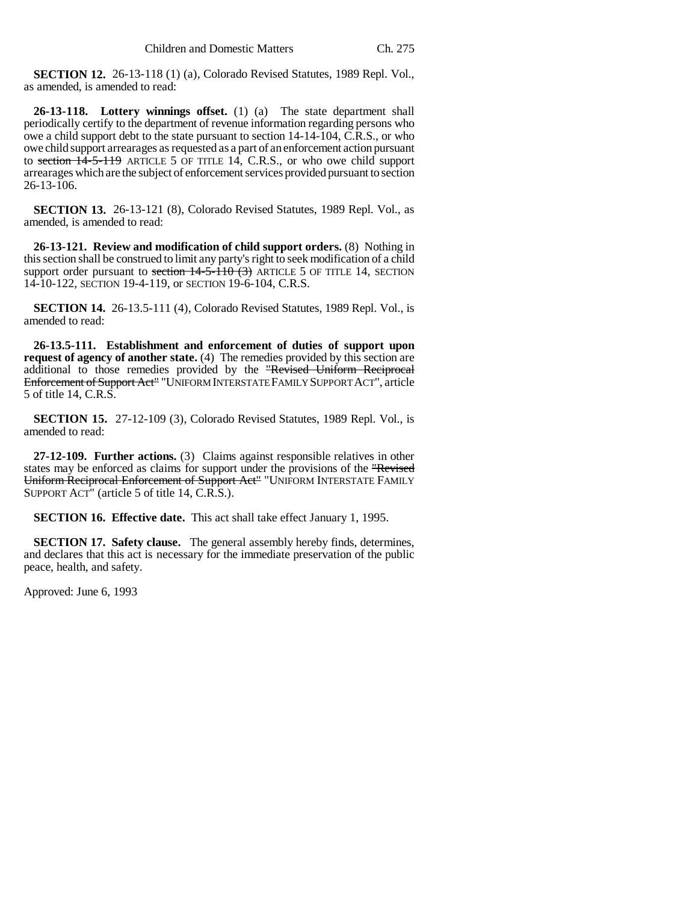**SECTION 12.** 26-13-118 (1) (a), Colorado Revised Statutes, 1989 Repl. Vol., as amended, is amended to read:

**26-13-118. Lottery winnings offset.** (1) (a) The state department shall periodically certify to the department of revenue information regarding persons who owe a child support debt to the state pursuant to section 14-14-104, C.R.S., or who owe child support arrearages as requested as a part of an enforcement action pursuant to ~~section 14-5-119~~ ARTICLE 5 OF TITLE 14, C.R.S., or who owe child support arrearages which are the subject of enforcement services provided pursuant to section 26-13-106.

**SECTION 13.** 26-13-121 (8), Colorado Revised Statutes, 1989 Repl. Vol., as amended, is amended to read:

**26-13-121. Review and modification of child support orders.** (8) Nothing in this section shall be construed to limit any party's right to seek modification of a child support order pursuant to ~~section 14-5-110 (3)~~ ARTICLE 5 OF TITLE 14, SECTION 14-10-122, SECTION 19-4-119, or SECTION 19-6-104, C.R.S.

**SECTION 14.** 26-13.5-111 (4), Colorado Revised Statutes, 1989 Repl. Vol., is amended to read:

**26-13.5-111. Establishment and enforcement of duties of support upon request of agency of another state.** (4) The remedies provided by this section are additional to those remedies provided by the ~~"Revised Uniform Reciprocal Enforcement of Support Act"~~ "UNIFORM INTERSTATE FAMILY SUPPORT ACT", article 5 of title 14, C.R.S.

**SECTION 15.** 27-12-109 (3), Colorado Revised Statutes, 1989 Repl. Vol., is amended to read:

**27-12-109. Further actions.** (3) Claims against responsible relatives in other states may be enforced as claims for support under the provisions of the ~~"Revised Uniform Reciprocal Enforcement of Support Act"~~ "UNIFORM INTERSTATE FAMILY SUPPORT ACT" (article 5 of title 14, C.R.S.).

**SECTION 16. Effective date.** This act shall take effect January 1, 1995.

**SECTION 17. Safety clause.** The general assembly hereby finds, determines, and declares that this act is necessary for the immediate preservation of the public peace, health, and safety.

Approved: June 6, 1993